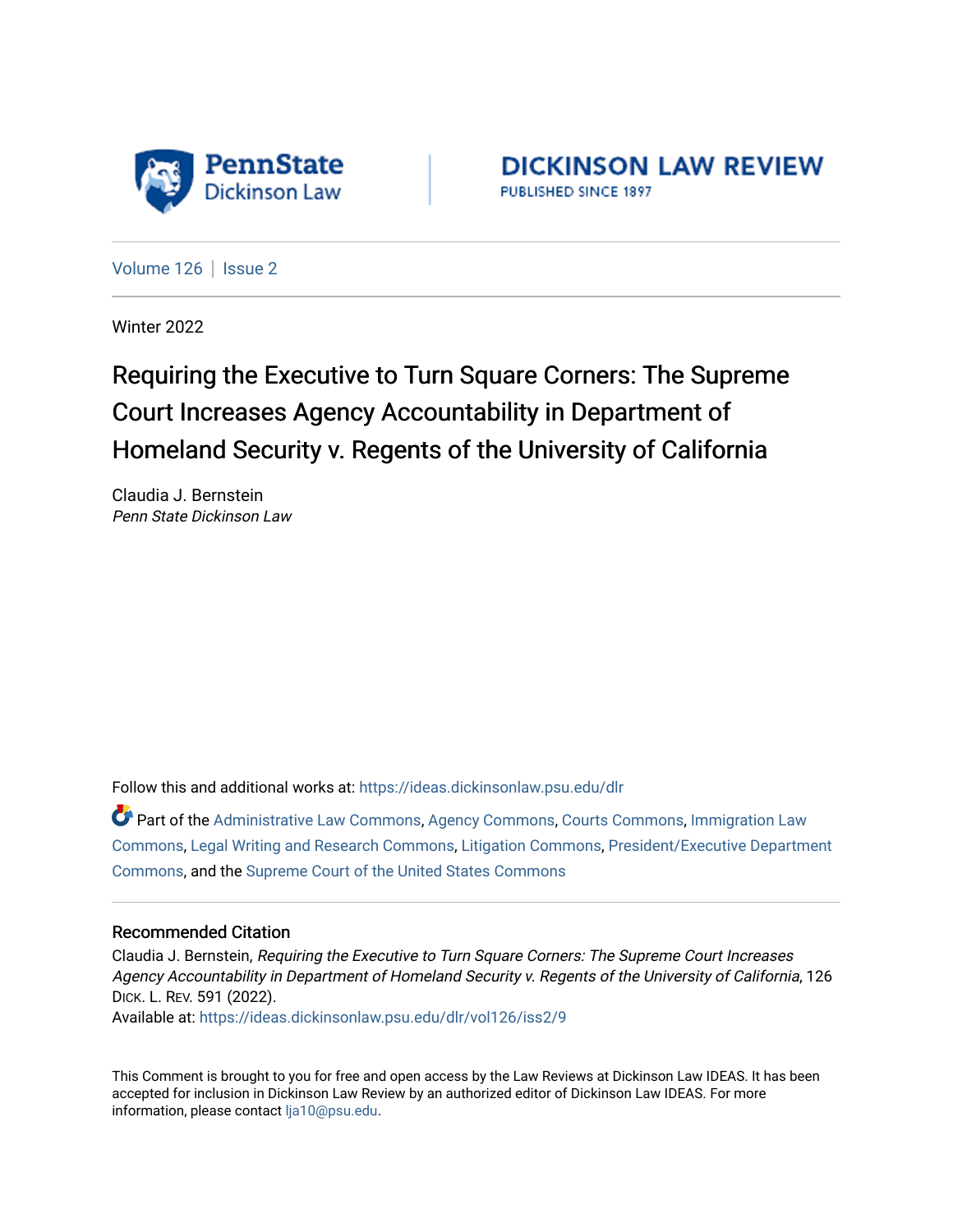PennState Dickinson Law

DICKINSON LAW REVIEW
PUBLISHED SINCE 1897

Volume 126 | Issue 2

Winter 2022

# Requiring the Executive to Turn Square Corners: The Supreme Court Increases Agency Accountability in Department of Homeland Security v. Regents of the University of California

Claudia J. Bernstein
*Penn State Dickinson Law*

Follow this and additional works at: https://ideas.dickinsonlaw.psu.edu/dlr

Part of the Administrative Law Commons, Agency Commons, Courts Commons, Immigration Law Commons, Legal Writing and Research Commons, Litigation Commons, President/Executive Department Commons, and the Supreme Court of the United States Commons

## Recommended Citation

Claudia J. Bernstein, *Requiring the Executive to Turn Square Corners: The Supreme Court Increases Agency Accountability in Department of Homeland Security v. Regents of the University of California*, 126 DICK. L. REV. 591 (2022).
Available at: https://ideas.dickinsonlaw.psu.edu/dlr/vol126/iss2/9

This Comment is brought to you for free and open access by the Law Reviews at Dickinson Law IDEAS. It has been accepted for inclusion in Dickinson Law Review by an authorized editor of Dickinson Law IDEAS. For more information, please contact lja10@psu.edu.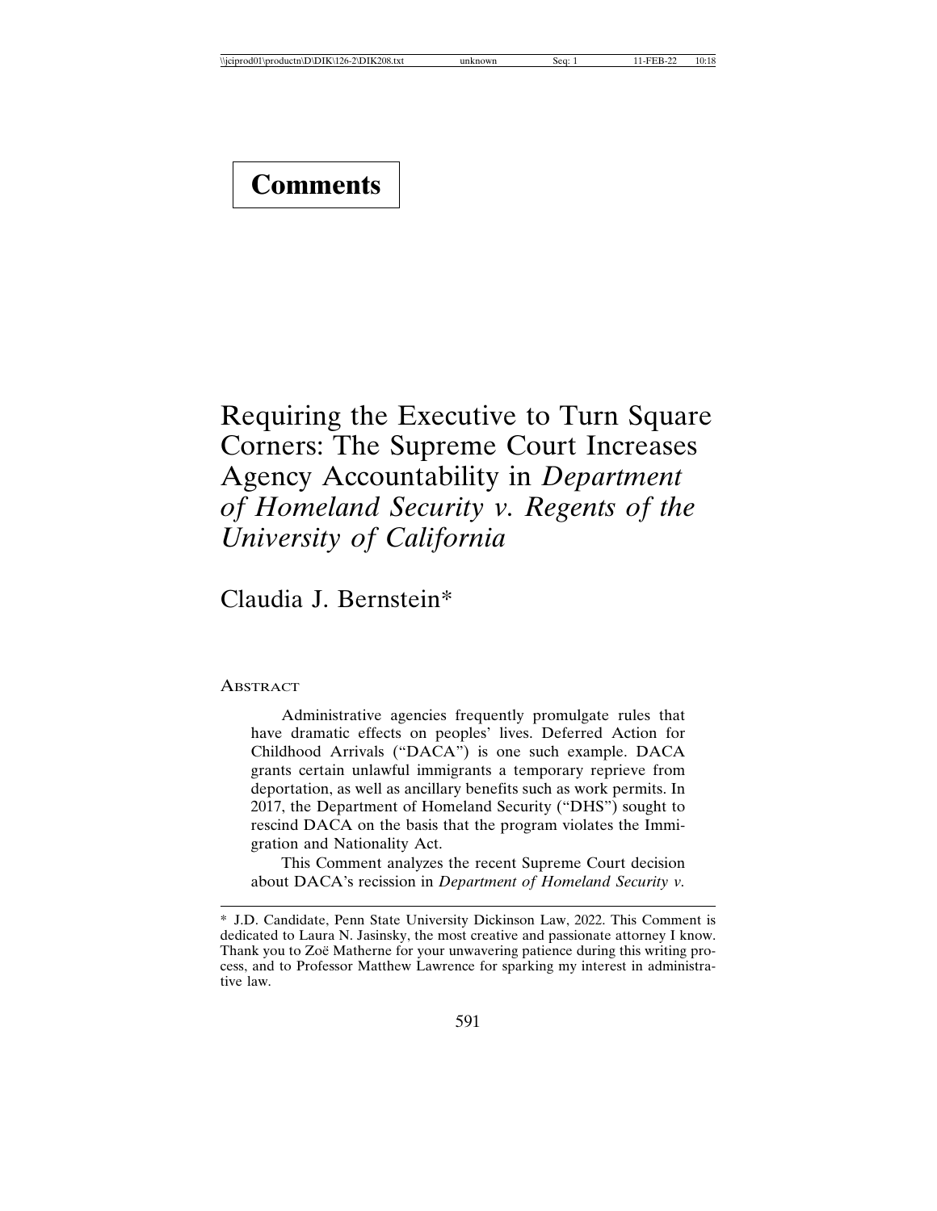# Comments

# Requiring the Executive to Turn Square Corners: The Supreme Court Increases Agency Accountability in *Department of Homeland Security v. Regents of the University of California*

Claudia J. Bernstein*

## Abstract

Administrative agencies frequently promulgate rules that have dramatic effects on peoples' lives. Deferred Action for Childhood Arrivals ("DACA") is one such example. DACA grants certain unlawful immigrants a temporary reprieve from deportation, as well as ancillary benefits such as work permits. In 2017, the Department of Homeland Security ("DHS") sought to rescind DACA on the basis that the program violates the Immigration and Nationality Act.

This Comment analyzes the recent Supreme Court decision about DACA's recission in *Department of Homeland Security v.*

---

\* J.D. Candidate, Penn State University Dickinson Law, 2022. This Comment is dedicated to Laura N. Jasinsky, the most creative and passionate attorney I know. Thank you to Zoë Matherne for your unwavering patience during this writing process, and to Professor Matthew Lawrence for sparking my interest in administrative law.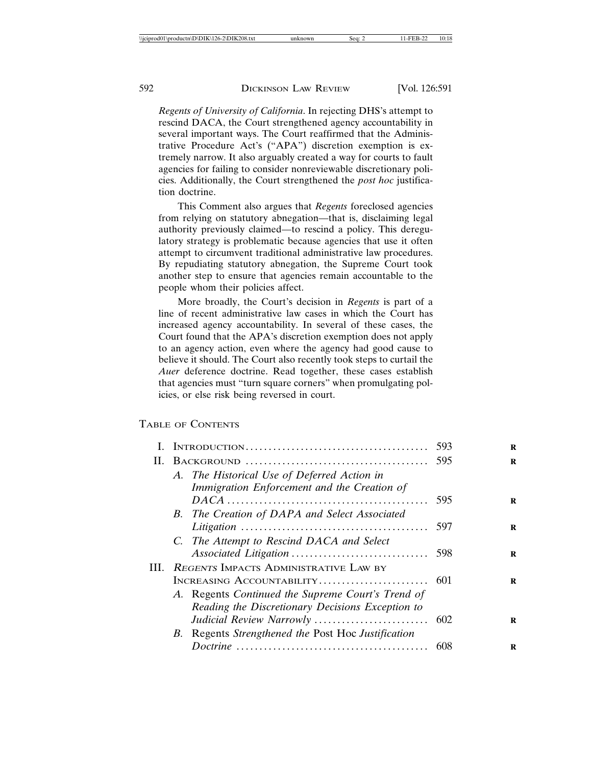*Regents of University of California*. In rejecting DHS's attempt to rescind DACA, the Court strengthened agency accountability in several important ways. The Court reaffirmed that the Administrative Procedure Act's ("APA") discretion exemption is extremely narrow. It also arguably created a way for courts to fault agencies for failing to consider nonreviewable discretionary policies. Additionally, the Court strengthened the *post hoc* justification doctrine.

This Comment also argues that *Regents* foreclosed agencies from relying on statutory abnegation—that is, disclaiming legal authority previously claimed—to rescind a policy. This deregulatory strategy is problematic because agencies that use it often attempt to circumvent traditional administrative law procedures. By repudiating statutory abnegation, the Supreme Court took another step to ensure that agencies remain accountable to the people whom their policies affect.

More broadly, the Court's decision in *Regents* is part of a line of recent administrative law cases in which the Court has increased agency accountability. In several of these cases, the Court found that the APA's discretion exemption does not apply to an agency action, even where the agency had good cause to believe it should. The Court also recently took steps to curtail the *Auer* deference doctrine. Read together, these cases establish that agencies must "turn square corners" when promulgating policies, or else risk being reversed in court.

## Table of Contents

- I. Introduction ........ 593
- II. Background ........ 595
  - A. *The Historical Use of Deferred Action in Immigration Enforcement and the Creation of DACA* ........ 595
  - B. *The Creation of DAPA and Select Associated Litigation* ........ 597
  - C. *The Attempt to Rescind DACA and Select Associated Litigation* ........ 598
- III. *Regents* Impacts Administrative Law by Increasing Accountability ........ 601
  - A. Regents *Continued the Supreme Court's Trend of Reading the Discretionary Decisions Exception to Judicial Review Narrowly* ........ 602
  - B. Regents *Strengthened the* Post Hoc *Justification Doctrine* ........ 608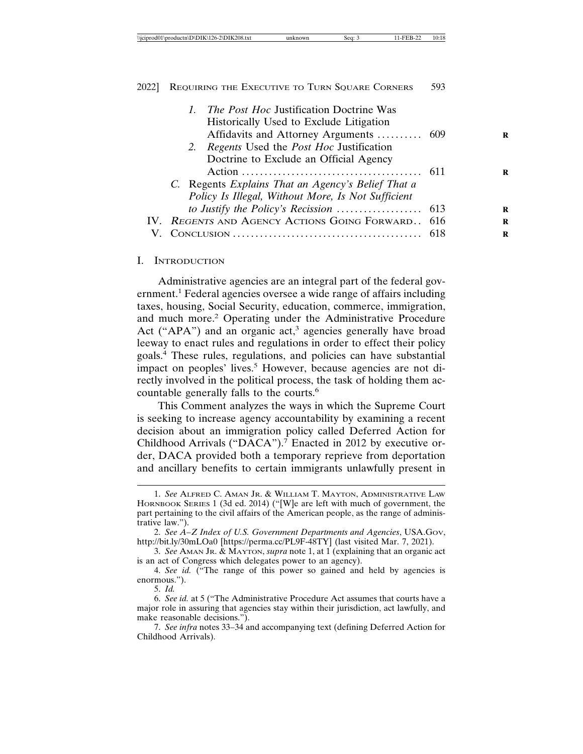1. *The Post Hoc* Justification Doctrine Was Historically Used to Exclude Litigation Affidavits and Attorney Arguments .......... 609
2. *Regents* Used the *Post Hoc* Justification Doctrine to Exclude an Official Agency Action ........................................ 611

C. Regents *Explains That an Agency's Belief That a Policy Is Illegal, Without More, Is Not Sufficient to Justify the Policy's Recission* .................. 613

IV. *REGENTS* AND AGENCY ACTIONS GOING FORWARD.. 616

V. CONCLUSION .......................................... 618

## I. INTRODUCTION

Administrative agencies are an integral part of the federal government.[1] Federal agencies oversee a wide range of affairs including taxes, housing, Social Security, education, commerce, immigration, and much more.[2] Operating under the Administrative Procedure Act ("APA") and an organic act,[3] agencies generally have broad leeway to enact rules and regulations in order to effect their policy goals.[4] These rules, regulations, and policies can have substantial impact on peoples' lives.[5] However, because agencies are not directly involved in the political process, the task of holding them accountable generally falls to the courts.[6]

This Comment analyzes the ways in which the Supreme Court is seeking to increase agency accountability by examining a recent decision about an immigration policy called Deferred Action for Childhood Arrivals ("DACA").[7] Enacted in 2012 by executive order, DACA provided both a temporary reprieve from deportation and ancillary benefits to certain immigrants unlawfully present in

---

1. *See* ALFRED C. AMAN JR. & WILLIAM T. MAYTON, ADMINISTRATIVE LAW HORNBOOK SERIES 1 (3d ed. 2014) ("[W]e are left with much of government, the part pertaining to the civil affairs of the American people, as the range of administrative law.").

2. *See A–Z Index of U.S. Government Departments and Agencies*, USA.GOV, http://bit.ly/30mLOa0 [https://perma.cc/PL9F-48TY] (last visited Mar. 7, 2021).

3. *See* AMAN JR. & MAYTON, *supra* note 1, at 1 (explaining that an organic act is an act of Congress which delegates power to an agency).

4. *See id.* ("The range of this power so gained and held by agencies is enormous.").

5. *Id.*

6. *See id.* at 5 ("The Administrative Procedure Act assumes that courts have a major role in assuring that agencies stay within their jurisdiction, act lawfully, and make reasonable decisions.").

7. *See infra* notes 33–34 and accompanying text (defining Deferred Action for Childhood Arrivals).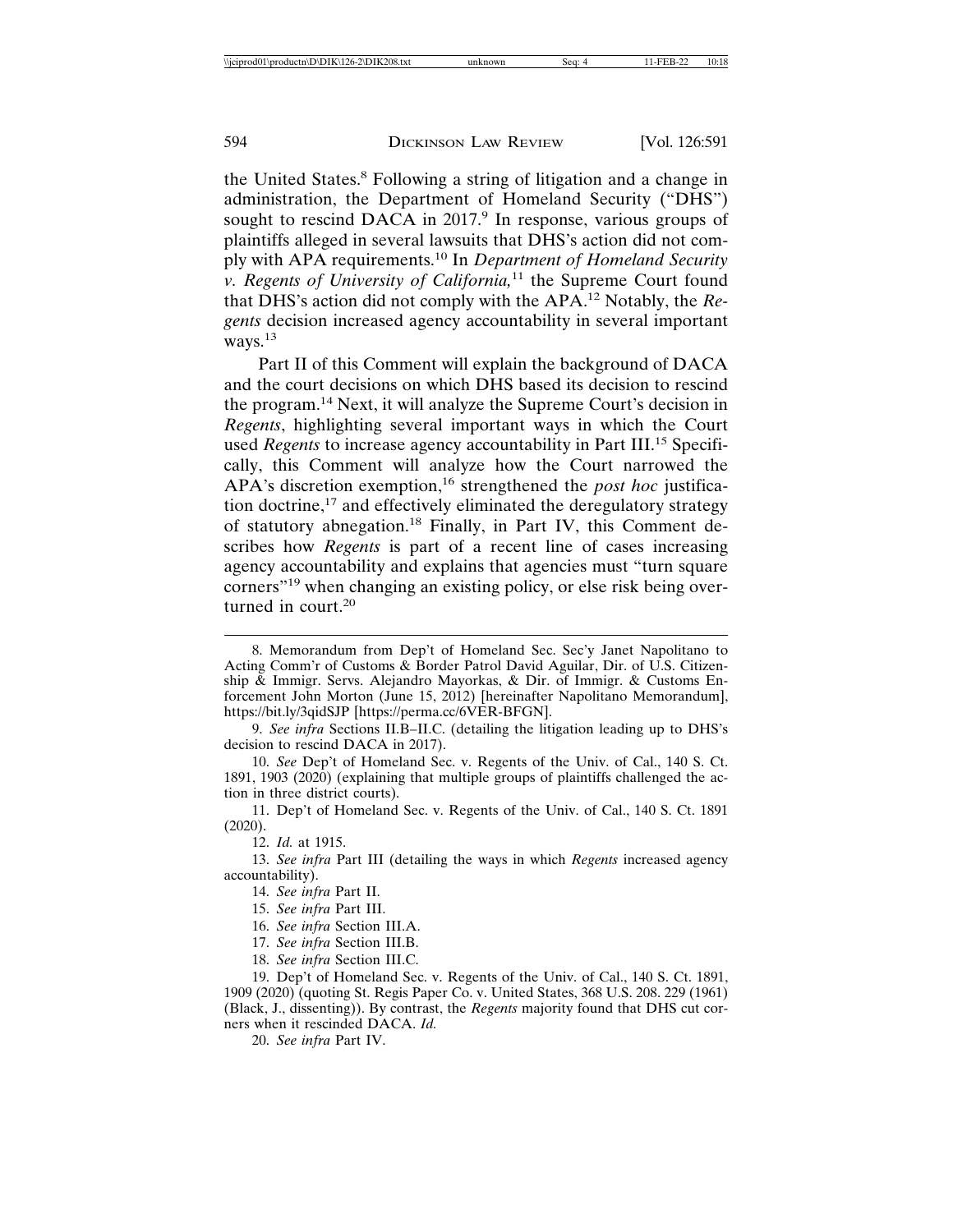the United States.[8] Following a string of litigation and a change in administration, the Department of Homeland Security ("DHS") sought to rescind DACA in 2017.[9] In response, various groups of plaintiffs alleged in several lawsuits that DHS's action did not comply with APA requirements.[10] In *Department of Homeland Security v. Regents of University of California,*[11] the Supreme Court found that DHS's action did not comply with the APA.[12] Notably, the *Regents* decision increased agency accountability in several important ways.[13]

Part II of this Comment will explain the background of DACA and the court decisions on which DHS based its decision to rescind the program.[14] Next, it will analyze the Supreme Court's decision in *Regents*, highlighting several important ways in which the Court used *Regents* to increase agency accountability in Part III.[15] Specifically, this Comment will analyze how the Court narrowed the APA's discretion exemption,[16] strengthened the *post hoc* justification doctrine,[17] and effectively eliminated the deregulatory strategy of statutory abnegation.[18] Finally, in Part IV, this Comment describes how *Regents* is part of a recent line of cases increasing agency accountability and explains that agencies must "turn square corners"[19] when changing an existing policy, or else risk being overturned in court.[20]

---

8. Memorandum from Dep't of Homeland Sec. Sec'y Janet Napolitano to Acting Comm'r of Customs & Border Patrol David Aguilar, Dir. of U.S. Citizenship & Immigr. Servs. Alejandro Mayorkas, & Dir. of Immigr. & Customs Enforcement John Morton (June 15, 2012) [hereinafter Napolitano Memorandum], https://bit.ly/3qidSJP [https://perma.cc/6VER-BFGN].

9. *See infra* Sections II.B–II.C. (detailing the litigation leading up to DHS's decision to rescind DACA in 2017).

10. *See* Dep't of Homeland Sec. v. Regents of the Univ. of Cal., 140 S. Ct. 1891, 1903 (2020) (explaining that multiple groups of plaintiffs challenged the action in three district courts).

11. Dep't of Homeland Sec. v. Regents of the Univ. of Cal., 140 S. Ct. 1891 (2020).

12. *Id.* at 1915.

13. *See infra* Part III (detailing the ways in which *Regents* increased agency accountability).

14. *See infra* Part II.

15. *See infra* Part III.

16. *See infra* Section III.A.

17. *See infra* Section III.B.

18. *See infra* Section III.C.

19. Dep't of Homeland Sec. v. Regents of the Univ. of Cal., 140 S. Ct. 1891, 1909 (2020) (quoting St. Regis Paper Co. v. United States, 368 U.S. 208. 229 (1961) (Black, J., dissenting)). By contrast, the *Regents* majority found that DHS cut corners when it rescinded DACA. *Id.*

20. *See infra* Part IV.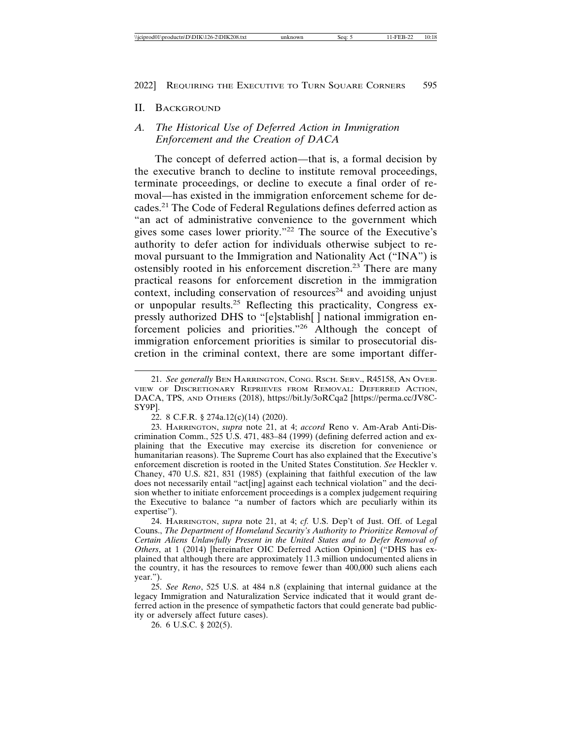## II. Background

### A. *The Historical Use of Deferred Action in Immigration Enforcement and the Creation of DACA*

The concept of deferred action—that is, a formal decision by the executive branch to decline to institute removal proceedings, terminate proceedings, or decline to execute a final order of removal—has existed in the immigration enforcement scheme for decades.[21] The Code of Federal Regulations defines deferred action as "an act of administrative convenience to the government which gives some cases lower priority."[22] The source of the Executive's authority to defer action for individuals otherwise subject to removal pursuant to the Immigration and Nationality Act ("INA") is ostensibly rooted in his enforcement discretion.[23] There are many practical reasons for enforcement discretion in the immigration context, including conservation of resources[24] and avoiding unjust or unpopular results.[25] Reflecting this practicality, Congress expressly authorized DHS to "[e]stablish[ ] national immigration enforcement policies and priorities."[26] Although the concept of immigration enforcement priorities is similar to prosecutorial discretion in the criminal context, there are some important differ-

---

21. *See generally* Ben Harrington, Cong. Rsch. Serv., R45158, An Overview of Discretionary Reprieves from Removal: Deferred Action, DACA, TPS, and Others (2018), https://bit.ly/3oRCqa2 [https://perma.cc/JV8C-SY9P].

22. 8 C.F.R. § 274a.12(c)(14) (2020).

23. Harrington, *supra* note 21, at 4; *accord* Reno v. Am-Arab Anti-Discrimination Comm., 525 U.S. 471, 483–84 (1999) (defining deferred action and explaining that the Executive may exercise its discretion for convenience or humanitarian reasons). The Supreme Court has also explained that the Executive's enforcement discretion is rooted in the United States Constitution. *See* Heckler v. Chaney, 470 U.S. 821, 831 (1985) (explaining that faithful execution of the law does not necessarily entail "act[ing] against each technical violation" and the decision whether to initiate enforcement proceedings is a complex judgement requiring the Executive to balance "a number of factors which are peculiarly within its expertise").

24. Harrington, *supra* note 21, at 4; *cf.* U.S. Dep't of Just. Off. of Legal Couns., *The Department of Homeland Security's Authority to Prioritize Removal of Certain Aliens Unlawfully Present in the United States and to Defer Removal of Others*, at 1 (2014) [hereinafter OlC Deferred Action Opinion] ("DHS has explained that although there are approximately 11.3 million undocumented aliens in the country, it has the resources to remove fewer than 400,000 such aliens each year.").

25. *See Reno*, 525 U.S. at 484 n.8 (explaining that internal guidance at the legacy Immigration and Naturalization Service indicated that it would grant deferred action in the presence of sympathetic factors that could generate bad publicity or adversely affect future cases).

26. 6 U.S.C. § 202(5).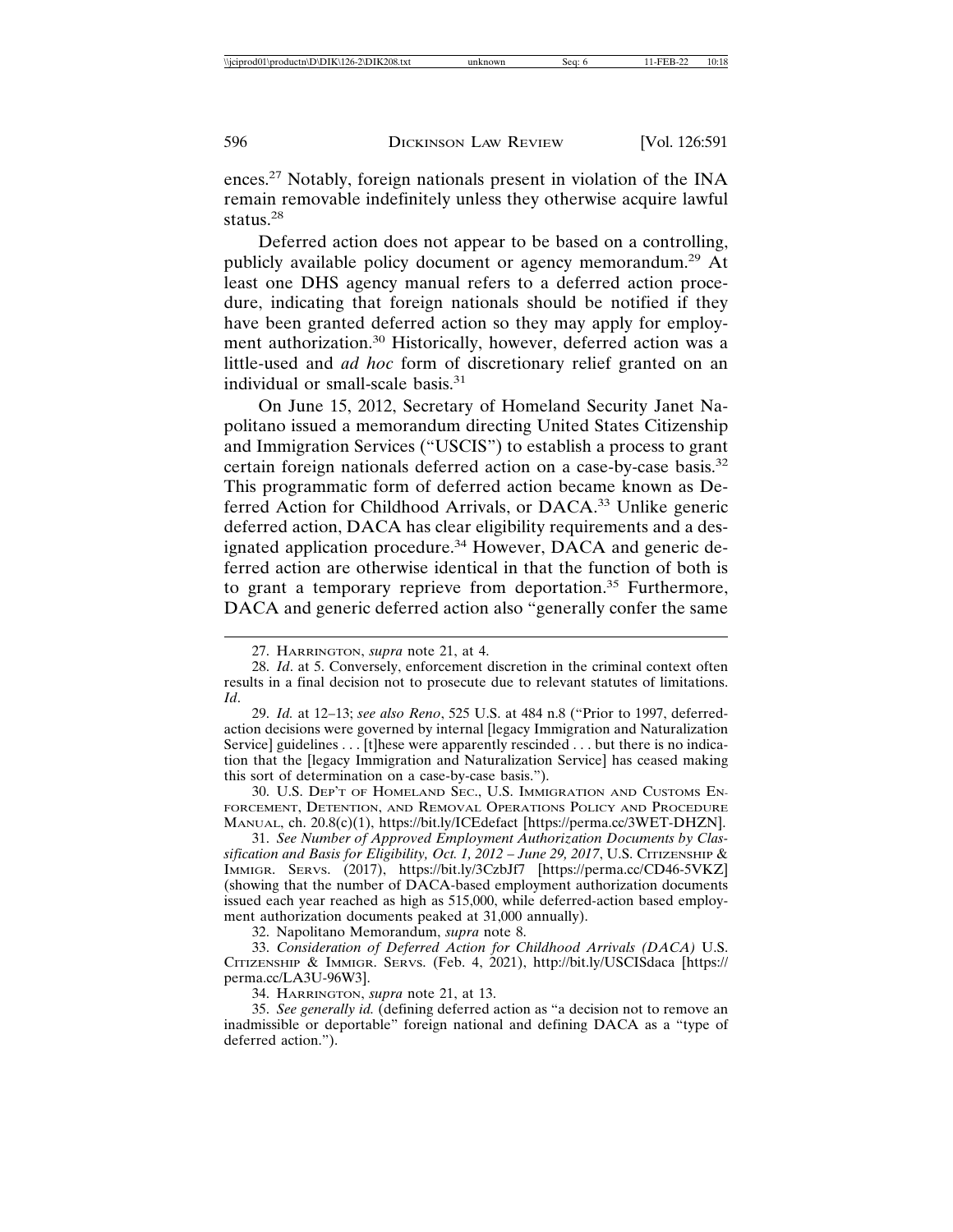ences.[27] Notably, foreign nationals present in violation of the INA remain removable indefinitely unless they otherwise acquire lawful status.[28]

Deferred action does not appear to be based on a controlling, publicly available policy document or agency memorandum.[29] At least one DHS agency manual refers to a deferred action procedure, indicating that foreign nationals should be notified if they have been granted deferred action so they may apply for employment authorization.[30] Historically, however, deferred action was a little-used and *ad hoc* form of discretionary relief granted on an individual or small-scale basis.[31]

On June 15, 2012, Secretary of Homeland Security Janet Napolitano issued a memorandum directing United States Citizenship and Immigration Services ("USCIS") to establish a process to grant certain foreign nationals deferred action on a case-by-case basis.[32] This programmatic form of deferred action became known as Deferred Action for Childhood Arrivals, or DACA.[33] Unlike generic deferred action, DACA has clear eligibility requirements and a designated application procedure.[34] However, DACA and generic deferred action are otherwise identical in that the function of both is to grant a temporary reprieve from deportation.[35] Furthermore, DACA and generic deferred action also "generally confer the same

---

27. HARRINGTON, *supra* note 21, at 4.

28. *Id*. at 5. Conversely, enforcement discretion in the criminal context often results in a final decision not to prosecute due to relevant statutes of limitations. *Id*.

29. *Id.* at 12–13; *see also Reno*, 525 U.S. at 484 n.8 ("Prior to 1997, deferred-action decisions were governed by internal [legacy Immigration and Naturalization Service] guidelines . . . [t]hese were apparently rescinded . . . but there is no indication that the [legacy Immigration and Naturalization Service] has ceased making this sort of determination on a case-by-case basis.").

30. U.S. DEP'T OF HOMELAND SEC., U.S. IMMIGRATION AND CUSTOMS ENFORCEMENT, DETENTION, AND REMOVAL OPERATIONS POLICY AND PROCEDURE MANUAL, ch. 20.8(c)(1), https://bit.ly/ICEdefact [https://perma.cc/3WET-DHZN].

31. *See Number of Approved Employment Authorization Documents by Classification and Basis for Eligibility, Oct. 1, 2012 – June 29, 2017*, U.S. CITIZENSHIP & IMMIGR. SERVS. (2017), https://bit.ly/3CzbJf7 [https://perma.cc/CD46-5VKZ] (showing that the number of DACA-based employment authorization documents issued each year reached as high as 515,000, while deferred-action based employment authorization documents peaked at 31,000 annually).

32. Napolitano Memorandum, *supra* note 8.

33. *Consideration of Deferred Action for Childhood Arrivals (DACA)* U.S. CITIZENSHIP & IMMIGR. SERVS. (Feb. 4, 2021), http://bit.ly/USCISdaca [https://perma.cc/LA3U-96W3].

34. HARRINGTON, *supra* note 21, at 13.

35. *See generally id.* (defining deferred action as "a decision not to remove an inadmissible or deportable" foreign national and defining DACA as a "type of deferred action.").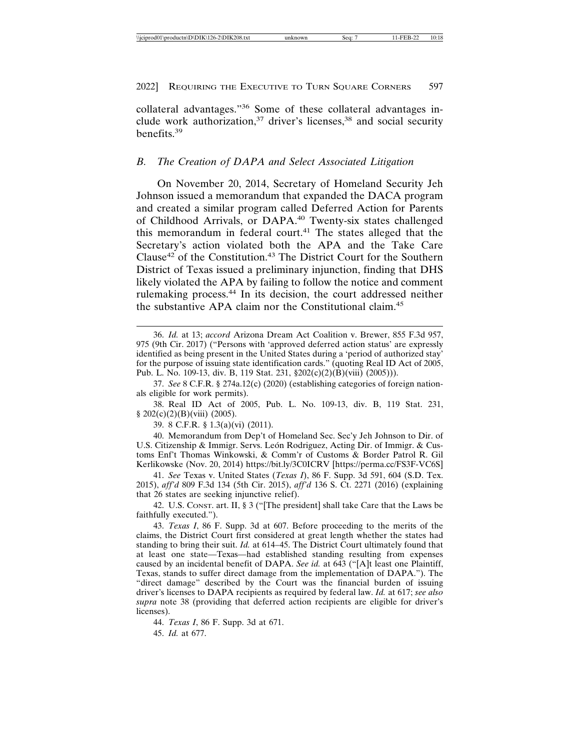collateral advantages."[36] Some of these collateral advantages include work authorization,[37] driver's licenses,[38] and social security benefits.[39]

### B. The Creation of DAPA and Select Associated Litigation

On November 20, 2014, Secretary of Homeland Security Jeh Johnson issued a memorandum that expanded the DACA program and created a similar program called Deferred Action for Parents of Childhood Arrivals, or DAPA.[40] Twenty-six states challenged this memorandum in federal court.[41] The states alleged that the Secretary's action violated both the APA and the Take Care Clause[42] of the Constitution.[43] The District Court for the Southern District of Texas issued a preliminary injunction, finding that DHS likely violated the APA by failing to follow the notice and comment rulemaking process.[44] In its decision, the court addressed neither the substantive APA claim nor the Constitutional claim.[45]

---

36. *Id.* at 13; *accord* Arizona Dream Act Coalition v. Brewer, 855 F.3d 957, 975 (9th Cir. 2017) ("Persons with 'approved deferred action status' are expressly identified as being present in the United States during a 'period of authorized stay' for the purpose of issuing state identification cards." (quoting Real ID Act of 2005, Pub. L. No. 109-13, div. B, 119 Stat. 231, §202(c)(2)(B)(viii) (2005))).

37. *See* 8 C.F.R. § 274a.12(c) (2020) (establishing categories of foreign nationals eligible for work permits).

38. Real ID Act of 2005, Pub. L. No. 109-13, div. B, 119 Stat. 231, § 202(c)(2)(B)(viii) (2005).

39. 8 C.F.R. § 1.3(a)(vi) (2011).

40. Memorandum from Dep't of Homeland Sec. Sec'y Jeh Johnson to Dir. of U.S. Citizenship & Immigr. Servs. León Rodriguez, Acting Dir. of Immigr. & Customs Enf't Thomas Winkowski, & Comm'r of Customs & Border Patrol R. Gil Kerlikowske (Nov. 20, 2014) https://bit.ly/3C0ICRV [https://perma.cc/FS3F-VC6S]

41. *See* Texas v. United States (*Texas I*), 86 F. Supp. 3d 591, 604 (S.D. Tex. 2015), *aff'd* 809 F.3d 134 (5th Cir. 2015), *aff'd* 136 S. Ct. 2271 (2016) (explaining that 26 states are seeking injunctive relief).

42. U.S. CONST. art. II, § 3 ("[The president] shall take Care that the Laws be faithfully executed.").

43. *Texas I*, 86 F. Supp. 3d at 607. Before proceeding to the merits of the claims, the District Court first considered at great length whether the states had standing to bring their suit. *Id.* at 614–45. The District Court ultimately found that at least one state—Texas—had established standing resulting from expenses caused by an incidental benefit of DAPA. *See id.* at 643 ("[A]t least one Plaintiff, Texas, stands to suffer direct damage from the implementation of DAPA."). The "direct damage" described by the Court was the financial burden of issuing driver's licenses to DAPA recipients as required by federal law. *Id.* at 617; *see also supra* note 38 (providing that deferred action recipients are eligible for driver's licenses).

44. *Texas I*, 86 F. Supp. 3d at 671.

45. *Id.* at 677.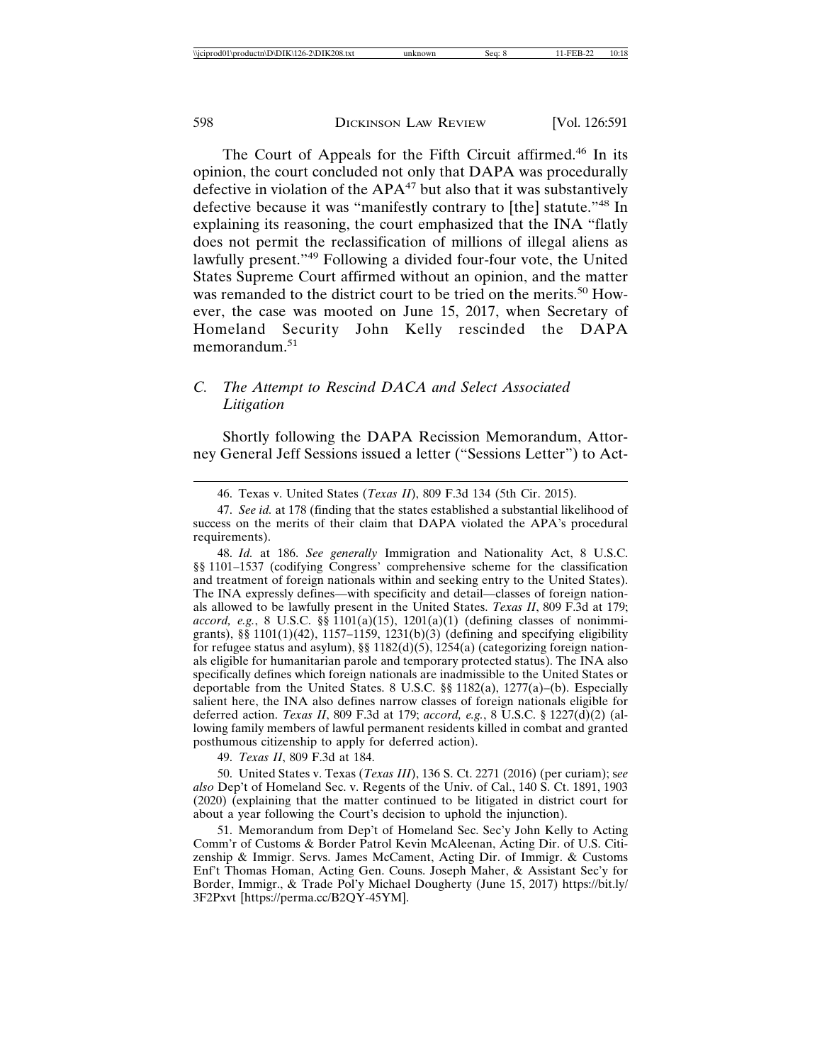The Court of Appeals for the Fifth Circuit affirmed.[46] In its opinion, the court concluded not only that DAPA was procedurally defective in violation of the APA[47] but also that it was substantively defective because it was "manifestly contrary to [the] statute."[48] In explaining its reasoning, the court emphasized that the INA "flatly does not permit the reclassification of millions of illegal aliens as lawfully present."[49] Following a divided four-four vote, the United States Supreme Court affirmed without an opinion, and the matter was remanded to the district court to be tried on the merits.[50] However, the case was mooted on June 15, 2017, when Secretary of Homeland Security John Kelly rescinded the DAPA memorandum.[51]

### *C. The Attempt to Rescind DACA and Select Associated Litigation*

Shortly following the DAPA Recission Memorandum, Attorney General Jeff Sessions issued a letter ("Sessions Letter") to Act-

---

46. Texas v. United States (*Texas II*), 809 F.3d 134 (5th Cir. 2015).

47. *See id.* at 178 (finding that the states established a substantial likelihood of success on the merits of their claim that DAPA violated the APA's procedural requirements).

48. *Id.* at 186. *See generally* Immigration and Nationality Act, 8 U.S.C. §§ 1101–1537 (codifying Congress' comprehensive scheme for the classification and treatment of foreign nationals within and seeking entry to the United States). The INA expressly defines—with specificity and detail—classes of foreign nationals allowed to be lawfully present in the United States. *Texas II*, 809 F.3d at 179; *accord, e.g.*, 8 U.S.C. §§ 1101(a)(15), 1201(a)(1) (defining classes of nonimmigrants), §§ 1101(1)(42), 1157–1159, 1231(b)(3) (defining and specifying eligibility for refugee status and asylum), §§ 1182(d)(5), 1254(a) (categorizing foreign nationals eligible for humanitarian parole and temporary protected status). The INA also specifically defines which foreign nationals are inadmissible to the United States or deportable from the United States. 8 U.S.C. §§ 1182(a), 1277(a)–(b). Especially salient here, the INA also defines narrow classes of foreign nationals eligible for deferred action. *Texas II*, 809 F.3d at 179; *accord, e.g.*, 8 U.S.C. § 1227(d)(2) (allowing family members of lawful permanent residents killed in combat and granted posthumous citizenship to apply for deferred action).

49. *Texas II*, 809 F.3d at 184.

50. United States v. Texas (*Texas III*), 136 S. Ct. 2271 (2016) (per curiam); s*ee also* Dep't of Homeland Sec. v. Regents of the Univ. of Cal., 140 S. Ct. 1891, 1903 (2020) (explaining that the matter continued to be litigated in district court for about a year following the Court's decision to uphold the injunction).

51. Memorandum from Dep't of Homeland Sec. Sec'y John Kelly to Acting Comm'r of Customs & Border Patrol Kevin McAleenan, Acting Dir. of U.S. Citizenship & Immigr. Servs. James McCament, Acting Dir. of Immigr. & Customs Enf't Thomas Homan, Acting Gen. Couns. Joseph Maher, & Assistant Sec'y for Border, Immigr., & Trade Pol'y Michael Dougherty (June 15, 2017) https://bit.ly/3F2Pxvt [https://perma.cc/B2QY-45YM].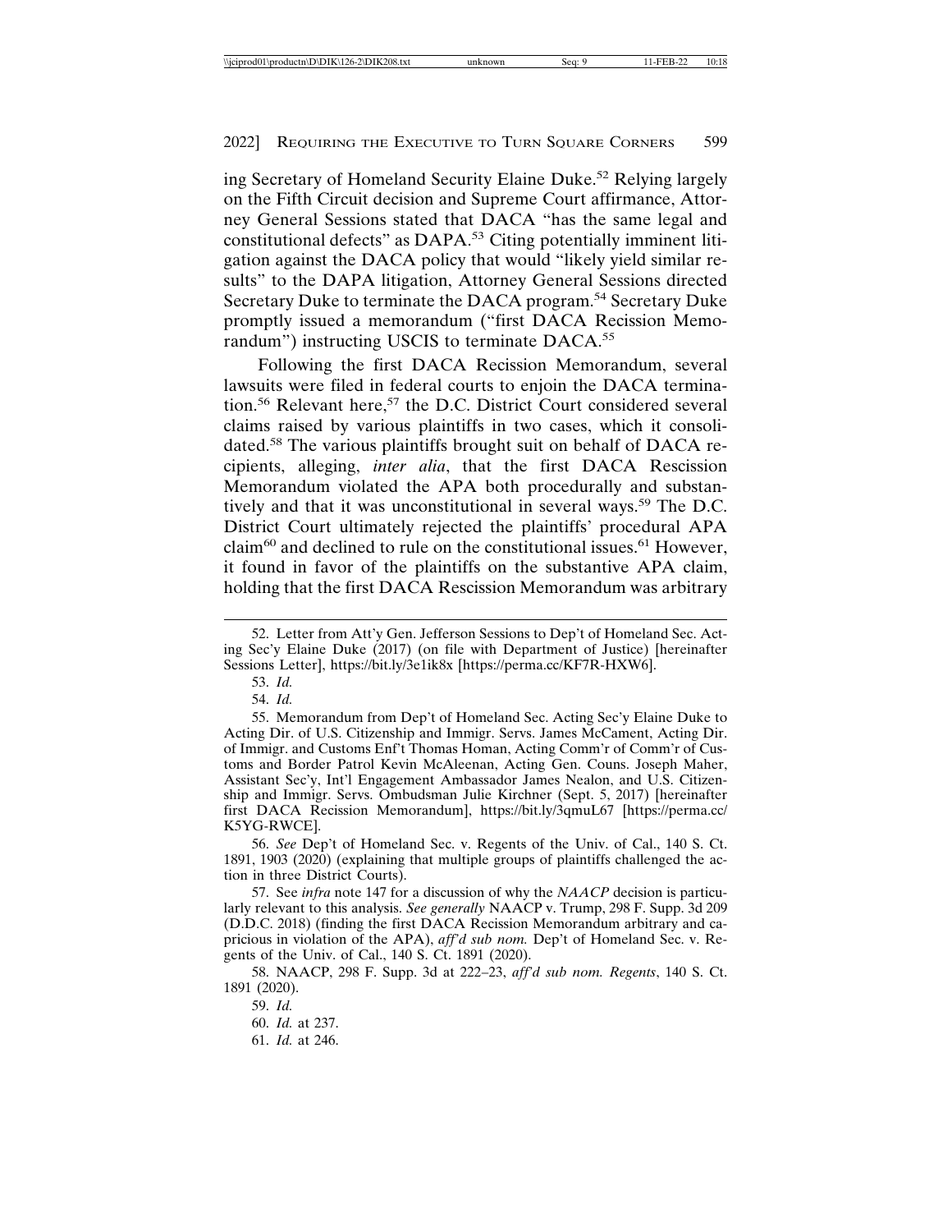ing Secretary of Homeland Security Elaine Duke.[52] Relying largely on the Fifth Circuit decision and Supreme Court affirmance, Attorney General Sessions stated that DACA "has the same legal and constitutional defects" as DAPA.[53] Citing potentially imminent litigation against the DACA policy that would "likely yield similar results" to the DAPA litigation, Attorney General Sessions directed Secretary Duke to terminate the DACA program.[54] Secretary Duke promptly issued a memorandum ("first DACA Recission Memorandum") instructing USCIS to terminate DACA.[55]

Following the first DACA Recission Memorandum, several lawsuits were filed in federal courts to enjoin the DACA termination.[56] Relevant here,[57] the D.C. District Court considered several claims raised by various plaintiffs in two cases, which it consolidated.[58] The various plaintiffs brought suit on behalf of DACA recipients, alleging, *inter alia*, that the first DACA Rescission Memorandum violated the APA both procedurally and substantively and that it was unconstitutional in several ways.[59] The D.C. District Court ultimately rejected the plaintiffs' procedural APA claim[60] and declined to rule on the constitutional issues.[61] However, it found in favor of the plaintiffs on the substantive APA claim, holding that the first DACA Rescission Memorandum was arbitrary

---

52. Letter from Att'y Gen. Jefferson Sessions to Dep't of Homeland Sec. Acting Sec'y Elaine Duke (2017) (on file with Department of Justice) [hereinafter Sessions Letter], https://bit.ly/3e1ik8x [https://perma.cc/KF7R-HXW6].

53. *Id.*

54. *Id.*

55. Memorandum from Dep't of Homeland Sec. Acting Sec'y Elaine Duke to Acting Dir. of U.S. Citizenship and Immigr. Servs. James McCament, Acting Dir. of Immigr. and Customs Enf't Thomas Homan, Acting Comm'r of Comm'r of Customs and Border Patrol Kevin McAleenan, Acting Gen. Couns. Joseph Maher, Assistant Sec'y, Int'l Engagement Ambassador James Nealon, and U.S. Citizenship and Immigr. Servs. Ombudsman Julie Kirchner (Sept. 5, 2017) [hereinafter first DACA Recission Memorandum], https://bit.ly/3qmuL67 [https://perma.cc/K5YG-RWCE].

56. *See* Dep't of Homeland Sec. v. Regents of the Univ. of Cal., 140 S. Ct. 1891, 1903 (2020) (explaining that multiple groups of plaintiffs challenged the action in three District Courts).

57. See *infra* note 147 for a discussion of why the *NAACP* decision is particularly relevant to this analysis. *See generally* NAACP v. Trump, 298 F. Supp. 3d 209 (D.D.C. 2018) (finding the first DACA Recission Memorandum arbitrary and capricious in violation of the APA), *aff'd sub nom.* Dep't of Homeland Sec. v. Regents of the Univ. of Cal., 140 S. Ct. 1891 (2020).

58. NAACP, 298 F. Supp. 3d at 222–23, *aff'd sub nom. Regents*, 140 S. Ct. 1891 (2020).

59. *Id.*

60. *Id.* at 237.

61. *Id.* at 246.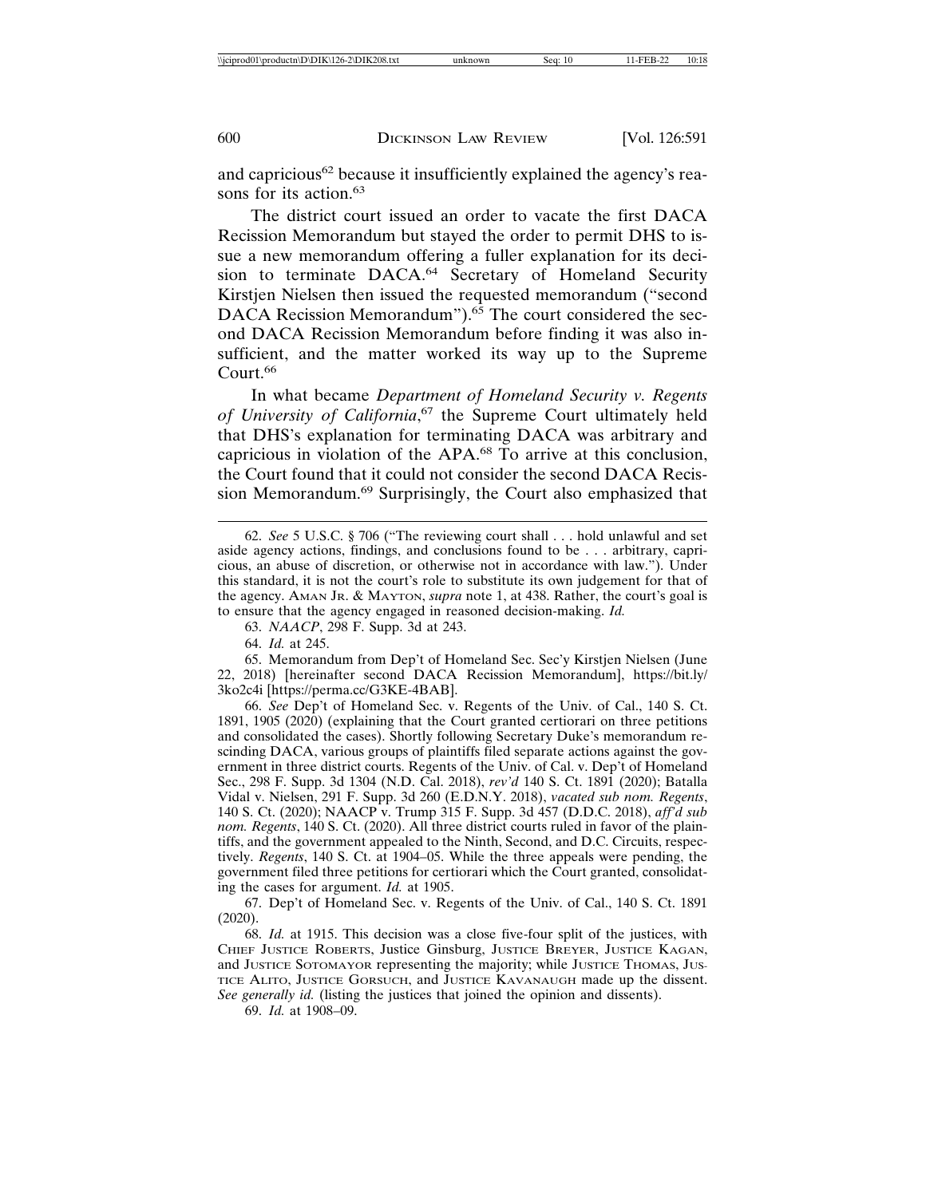and capricious[62] because it insufficiently explained the agency's reasons for its action.[63]

The district court issued an order to vacate the first DACA Recission Memorandum but stayed the order to permit DHS to issue a new memorandum offering a fuller explanation for its decision to terminate DACA.[64] Secretary of Homeland Security Kirstjen Nielsen then issued the requested memorandum ("second DACA Recission Memorandum").[65] The court considered the second DACA Recission Memorandum before finding it was also insufficient, and the matter worked its way up to the Supreme Court.[66]

In what became *Department of Homeland Security v. Regents of University of California*,[67] the Supreme Court ultimately held that DHS's explanation for terminating DACA was arbitrary and capricious in violation of the APA.[68] To arrive at this conclusion, the Court found that it could not consider the second DACA Recission Memorandum.[69] Surprisingly, the Court also emphasized that

---

62. *See* 5 U.S.C. § 706 ("The reviewing court shall . . . hold unlawful and set aside agency actions, findings, and conclusions found to be . . . arbitrary, capricious, an abuse of discretion, or otherwise not in accordance with law."). Under this standard, it is not the court's role to substitute its own judgement for that of the agency. AMAN JR. & MAYTON, *supra* note 1, at 438. Rather, the court's goal is to ensure that the agency engaged in reasoned decision-making. *Id.*

63. *NAACP*, 298 F. Supp. 3d at 243.

64. *Id.* at 245.

65. Memorandum from Dep't of Homeland Sec. Sec'y Kirstjen Nielsen (June 22, 2018) [hereinafter second DACA Recission Memorandum], https://bit.ly/3ko2c4i [https://perma.cc/G3KE-4BAB].

66. *See* Dep't of Homeland Sec. v. Regents of the Univ. of Cal., 140 S. Ct. 1891, 1905 (2020) (explaining that the Court granted certiorari on three petitions and consolidated the cases). Shortly following Secretary Duke's memorandum rescinding DACA, various groups of plaintiffs filed separate actions against the government in three district courts. Regents of the Univ. of Cal. v. Dep't of Homeland Sec., 298 F. Supp. 3d 1304 (N.D. Cal. 2018), *rev'd* 140 S. Ct. 1891 (2020); Batalla Vidal v. Nielsen, 291 F. Supp. 3d 260 (E.D.N.Y. 2018), *vacated sub nom. Regents*, 140 S. Ct. (2020); NAACP v. Trump 315 F. Supp. 3d 457 (D.D.C. 2018), *aff'd sub nom. Regents*, 140 S. Ct. (2020). All three district courts ruled in favor of the plaintiffs, and the government appealed to the Ninth, Second, and D.C. Circuits, respectively. *Regents*, 140 S. Ct. at 1904–05. While the three appeals were pending, the government filed three petitions for certiorari which the Court granted, consolidating the cases for argument. *Id.* at 1905.

67. Dep't of Homeland Sec. v. Regents of the Univ. of Cal., 140 S. Ct. 1891 (2020).

68. *Id.* at 1915. This decision was a close five-four split of the justices, with CHIEF JUSTICE ROBERTS, Justice Ginsburg, JUSTICE BREYER, JUSTICE KAGAN, and JUSTICE SOTOMAYOR representing the majority; while JUSTICE THOMAS, JUSTICE ALITO, JUSTICE GORSUCH, and JUSTICE KAVANAUGH made up the dissent. *See generally id.* (listing the justices that joined the opinion and dissents).

69. *Id.* at 1908–09.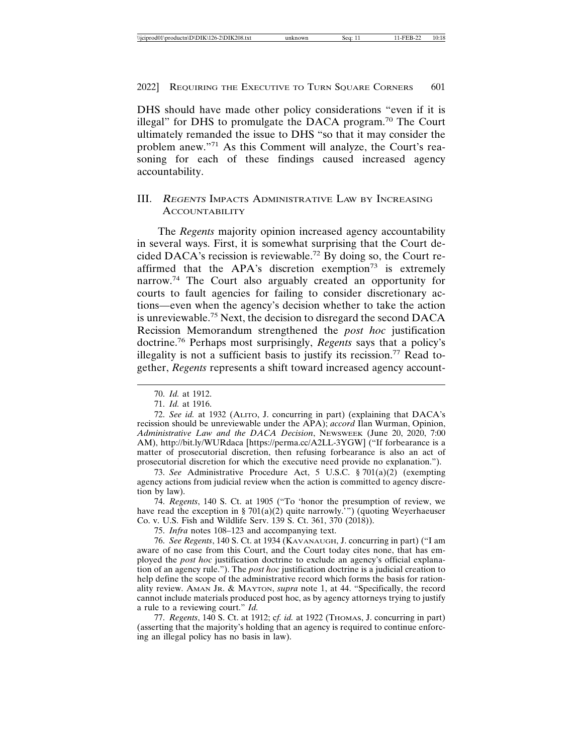DHS should have made other policy considerations "even if it is illegal" for DHS to promulgate the DACA program.[70] The Court ultimately remanded the issue to DHS "so that it may consider the problem anew."[71] As this Comment will analyze, the Court's reasoning for each of these findings caused increased agency accountability.

## III. *REGENTS* IMPACTS ADMINISTRATIVE LAW BY INCREASING ACCOUNTABILITY

The *Regents* majority opinion increased agency accountability in several ways. First, it is somewhat surprising that the Court decided DACA's recission is reviewable.[72] By doing so, the Court reaffirmed that the APA's discretion exemption[73] is extremely narrow.[74] The Court also arguably created an opportunity for courts to fault agencies for failing to consider discretionary actions—even when the agency's decision whether to take the action is unreviewable.[75] Next, the decision to disregard the second DACA Recission Memorandum strengthened the *post hoc* justification doctrine.[76] Perhaps most surprisingly, *Regents* says that a policy's illegality is not a sufficient basis to justify its recission.[77] Read together, *Regents* represents a shift toward increased agency account-

---

70. *Id.* at 1912.

71. *Id.* at 1916.

72. *See id.* at 1932 (ALITO, J. concurring in part) (explaining that DACA's recission should be unreviewable under the APA); *accord* Ilan Wurman, Opinion, *Administrative Law and the DACA Decision*, NEWSWEEK (June 20, 2020, 7:00 AM), http://bit.ly/WURdaca [https://perma.cc/A2LL-3YGW] ("If forbearance is a matter of prosecutorial discretion, then refusing forbearance is also an act of prosecutorial discretion for which the executive need provide no explanation.").

73. *See* Administrative Procedure Act, 5 U.S.C. § 701(a)(2) (exempting agency actions from judicial review when the action is committed to agency discretion by law).

74. *Regents*, 140 S. Ct. at 1905 ("To 'honor the presumption of review, we have read the exception in § 701(a)(2) quite narrowly.'") (quoting Weyerhaeuser Co. v. U.S. Fish and Wildlife Serv. 139 S. Ct. 361, 370 (2018)).

75. *Infra* notes 108–123 and accompanying text.

76. *See Regents*, 140 S. Ct. at 1934 (KAVANAUGH, J. concurring in part) ("I am aware of no case from this Court, and the Court today cites none, that has employed the *post hoc* justification doctrine to exclude an agency's official explanation of an agency rule."). The *post hoc* justification doctrine is a judicial creation to help define the scope of the administrative record which forms the basis for rationality review. AMAN JR. & MAYTON, *supra* note 1, at 44. "Specifically, the record cannot include materials produced post hoc, as by agency attorneys trying to justify a rule to a reviewing court." *Id.*

77. *Regents*, 140 S. Ct. at 1912; c*f. id.* at 1922 (THOMAS, J. concurring in part) (asserting that the majority's holding that an agency is required to continue enforcing an illegal policy has no basis in law).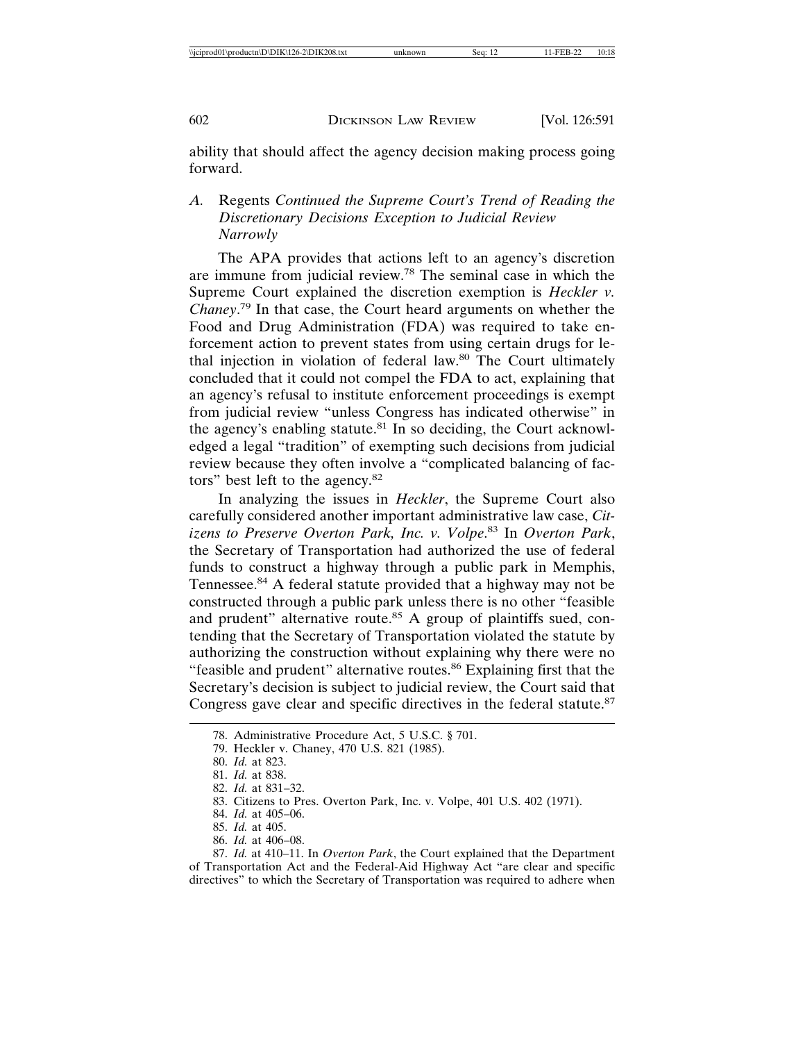ability that should affect the agency decision making process going forward.

### A. *Regents* Continued the Supreme Court's Trend of Reading the Discretionary Decisions Exception to Judicial Review Narrowly

The APA provides that actions left to an agency's discretion are immune from judicial review.[78] The seminal case in which the Supreme Court explained the discretion exemption is *Heckler v. Chaney*.[79] In that case, the Court heard arguments on whether the Food and Drug Administration (FDA) was required to take enforcement action to prevent states from using certain drugs for lethal injection in violation of federal law.[80] The Court ultimately concluded that it could not compel the FDA to act, explaining that an agency's refusal to institute enforcement proceedings is exempt from judicial review "unless Congress has indicated otherwise" in the agency's enabling statute.[81] In so deciding, the Court acknowledged a legal "tradition" of exempting such decisions from judicial review because they often involve a "complicated balancing of factors" best left to the agency.[82]

In analyzing the issues in *Heckler*, the Supreme Court also carefully considered another important administrative law case, *Citizens to Preserve Overton Park, Inc. v. Volpe*.[83] In *Overton Park*, the Secretary of Transportation had authorized the use of federal funds to construct a highway through a public park in Memphis, Tennessee.[84] A federal statute provided that a highway may not be constructed through a public park unless there is no other "feasible and prudent" alternative route.[85] A group of plaintiffs sued, contending that the Secretary of Transportation violated the statute by authorizing the construction without explaining why there were no "feasible and prudent" alternative routes.[86] Explaining first that the Secretary's decision is subject to judicial review, the Court said that Congress gave clear and specific directives in the federal statute.[87]

---

78. Administrative Procedure Act, 5 U.S.C. § 701.

79. Heckler v. Chaney, 470 U.S. 821 (1985).

80. *Id.* at 823.

81. *Id.* at 838.

82. *Id.* at 831–32.

83. Citizens to Pres. Overton Park, Inc. v. Volpe, 401 U.S. 402 (1971).

84. *Id.* at 405–06.

85. *Id.* at 405.

86. *Id.* at 406–08.

87. *Id.* at 410–11. In *Overton Park*, the Court explained that the Department of Transportation Act and the Federal-Aid Highway Act "are clear and specific directives" to which the Secretary of Transportation was required to adhere when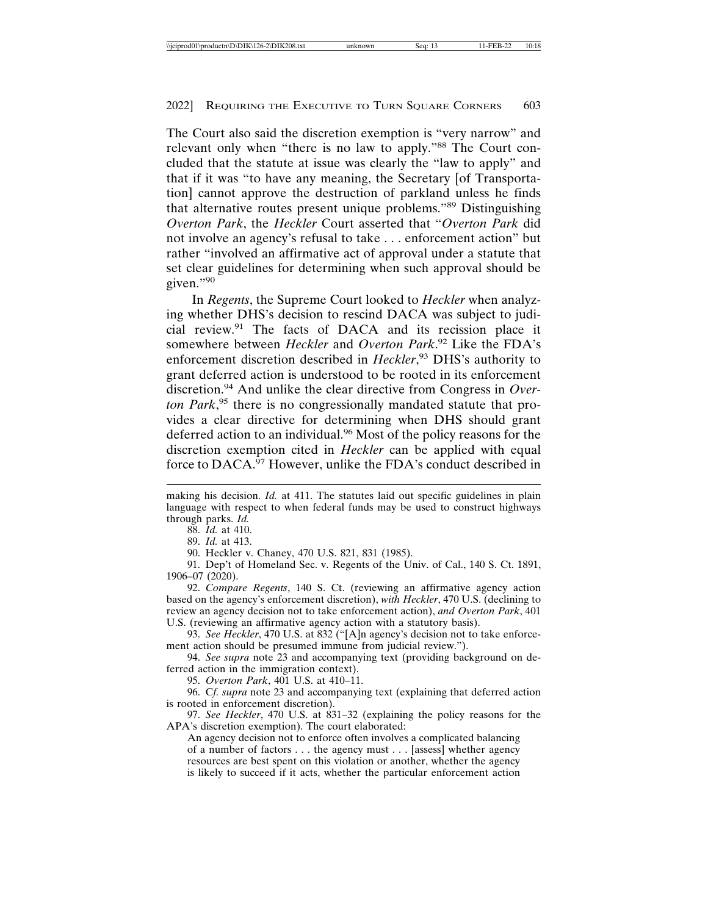The Court also said the discretion exemption is "very narrow" and relevant only when "there is no law to apply."[88] The Court concluded that the statute at issue was clearly the "law to apply" and that if it was "to have any meaning, the Secretary [of Transportation] cannot approve the destruction of parkland unless he finds that alternative routes present unique problems."[89] Distinguishing *Overton Park*, the *Heckler* Court asserted that "*Overton Park* did not involve an agency's refusal to take . . . enforcement action" but rather "involved an affirmative act of approval under a statute that set clear guidelines for determining when such approval should be given."[90]

In *Regents*, the Supreme Court looked to *Heckler* when analyzing whether DHS's decision to rescind DACA was subject to judicial review.[91] The facts of DACA and its recission place it somewhere between *Heckler* and *Overton Park*.[92] Like the FDA's enforcement discretion described in *Heckler*,[93] DHS's authority to grant deferred action is understood to be rooted in its enforcement discretion.[94] And unlike the clear directive from Congress in *Overton Park*,[95] there is no congressionally mandated statute that provides a clear directive for determining when DHS should grant deferred action to an individual.[96] Most of the policy reasons for the discretion exemption cited in *Heckler* can be applied with equal force to DACA.[97] However, unlike the FDA's conduct described in

---

making his decision. *Id.* at 411. The statutes laid out specific guidelines in plain language with respect to when federal funds may be used to construct highways through parks. *Id.*

88. *Id.* at 410.

89. *Id.* at 413.

90. Heckler v. Chaney, 470 U.S. 821, 831 (1985).

91. Dep't of Homeland Sec. v. Regents of the Univ. of Cal., 140 S. Ct. 1891, 1906–07 (2020).

92. *Compare Regents*, 140 S. Ct. (reviewing an affirmative agency action based on the agency's enforcement discretion), *with Heckler*, 470 U.S. (declining to review an agency decision not to take enforcement action), *and Overton Park*, 401 U.S. (reviewing an affirmative agency action with a statutory basis).

93. *See Heckler*, 470 U.S. at 832 ("[A]n agency's decision not to take enforcement action should be presumed immune from judicial review.").

94. *See supra* note 23 and accompanying text (providing background on deferred action in the immigration context).

95. *Overton Park*, 401 U.S. at 410–11.

96. C*f. supra* note 23 and accompanying text (explaining that deferred action is rooted in enforcement discretion).

97. *See Heckler*, 470 U.S. at 831–32 (explaining the policy reasons for the APA's discretion exemption). The court elaborated:

> An agency decision not to enforce often involves a complicated balancing of a number of factors . . . the agency must . . . [assess] whether agency resources are best spent on this violation or another, whether the agency is likely to succeed if it acts, whether the particular enforcement action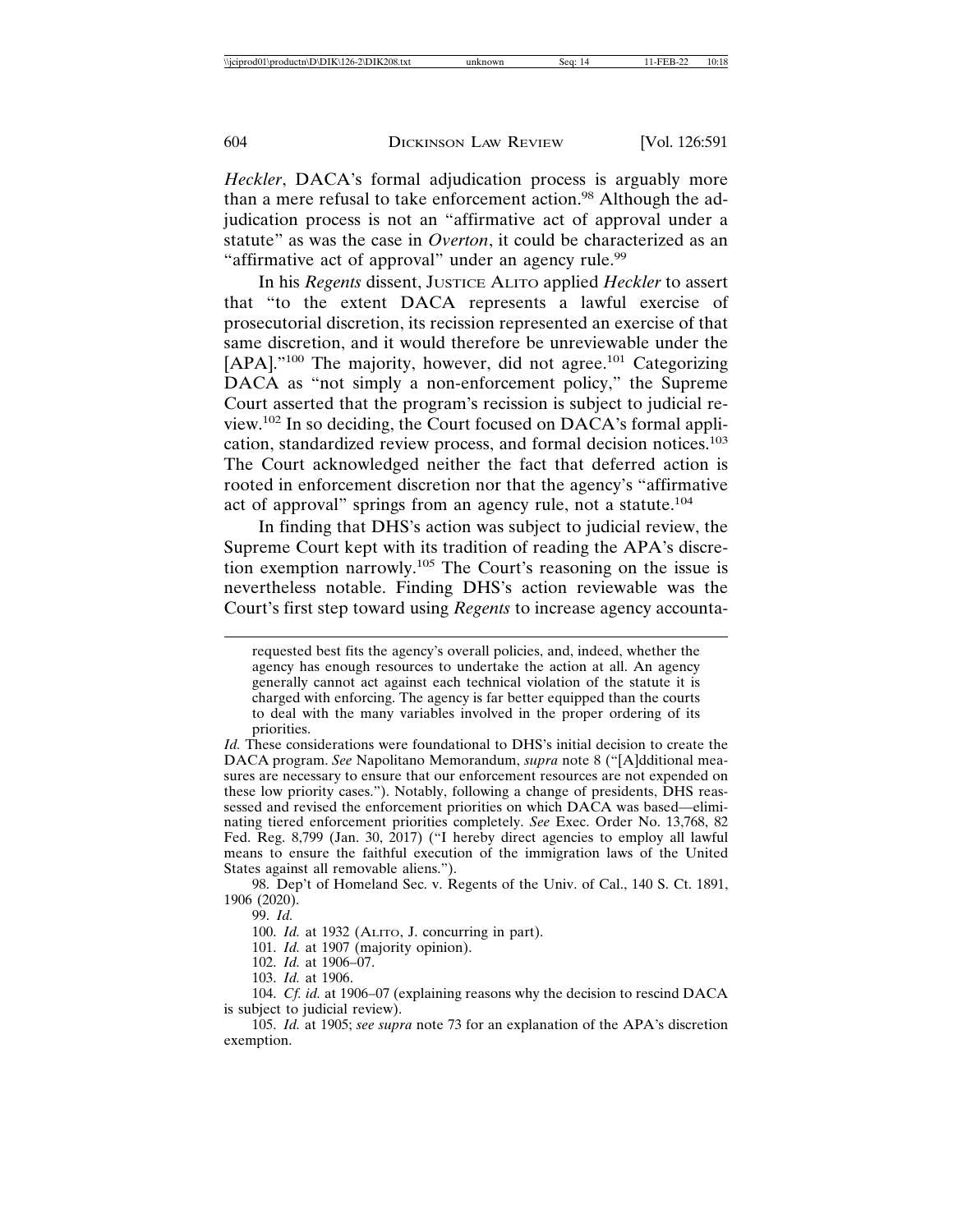*Heckler*, DACA's formal adjudication process is arguably more than a mere refusal to take enforcement action.[98] Although the adjudication process is not an "affirmative act of approval under a statute" as was the case in *Overton*, it could be characterized as an "affirmative act of approval" under an agency rule.[99]

In his *Regents* dissent, JUSTICE ALITO applied *Heckler* to assert that "to the extent DACA represents a lawful exercise of prosecutorial discretion, its recission represented an exercise of that same discretion, and it would therefore be unreviewable under the [APA]."[100] The majority, however, did not agree.[101] Categorizing DACA as "not simply a non-enforcement policy," the Supreme Court asserted that the program's recission is subject to judicial review.[102] In so deciding, the Court focused on DACA's formal application, standardized review process, and formal decision notices.[103] The Court acknowledged neither the fact that deferred action is rooted in enforcement discretion nor that the agency's "affirmative act of approval" springs from an agency rule, not a statute.[104]

In finding that DHS's action was subject to judicial review, the Supreme Court kept with its tradition of reading the APA's discretion exemption narrowly.[105] The Court's reasoning on the issue is nevertheless notable. Finding DHS's action reviewable was the Court's first step toward using *Regents* to increase agency accounta-

---

requested best fits the agency's overall policies, and, indeed, whether the agency has enough resources to undertake the action at all. An agency generally cannot act against each technical violation of the statute it is charged with enforcing. The agency is far better equipped than the courts to deal with the many variables involved in the proper ordering of its priorities.

*Id.* These considerations were foundational to DHS's initial decision to create the DACA program. *See* Napolitano Memorandum, *supra* note 8 ("[A]dditional measures are necessary to ensure that our enforcement resources are not expended on these low priority cases."). Notably, following a change of presidents, DHS reassessed and revised the enforcement priorities on which DACA was based—eliminating tiered enforcement priorities completely. *See* Exec. Order No. 13,768, 82 Fed. Reg. 8,799 (Jan. 30, 2017) ("I hereby direct agencies to employ all lawful means to ensure the faithful execution of the immigration laws of the United States against all removable aliens.").

98. Dep't of Homeland Sec. v. Regents of the Univ. of Cal., 140 S. Ct. 1891, 1906 (2020).

99. *Id.*

100. *Id.* at 1932 (ALITO, J. concurring in part).

101. *Id.* at 1907 (majority opinion).

102. *Id.* at 1906–07.

103. *Id.* at 1906.

104. *Cf. id.* at 1906–07 (explaining reasons why the decision to rescind DACA is subject to judicial review).

105. *Id.* at 1905; *see supra* note 73 for an explanation of the APA's discretion exemption.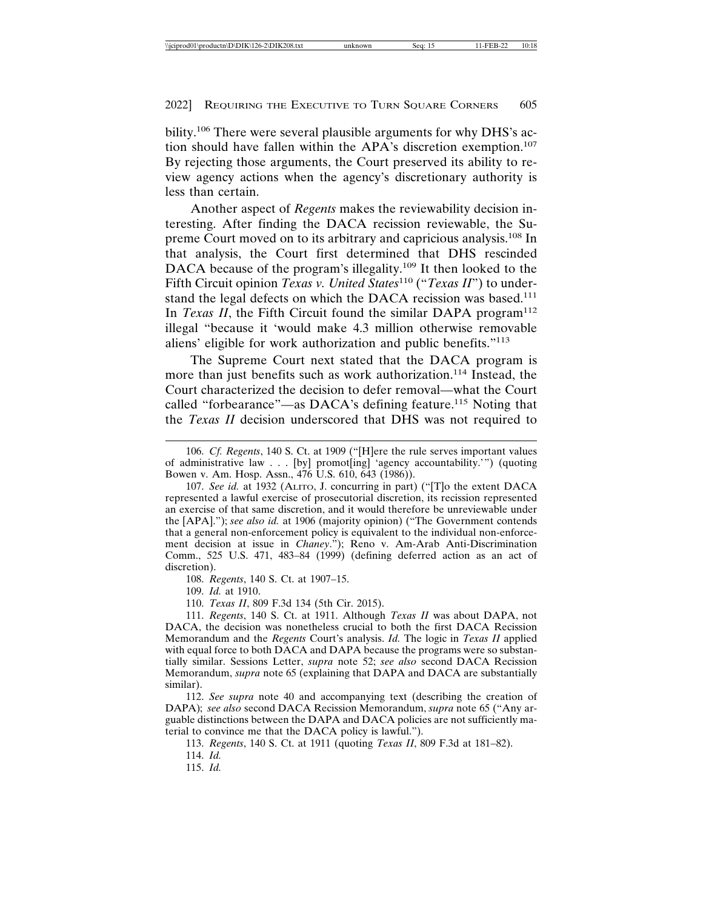bility.[106] There were several plausible arguments for why DHS's action should have fallen within the APA's discretion exemption.[107] By rejecting those arguments, the Court preserved its ability to review agency actions when the agency's discretionary authority is less than certain.

Another aspect of *Regents* makes the reviewability decision interesting. After finding the DACA recission reviewable, the Supreme Court moved on to its arbitrary and capricious analysis.[108] In that analysis, the Court first determined that DHS rescinded DACA because of the program's illegality.[109] It then looked to the Fifth Circuit opinion *Texas v. United States*[110] ("*Texas II*") to understand the legal defects on which the DACA recission was based.[111] In *Texas II*, the Fifth Circuit found the similar DAPA program[112] illegal "because it 'would make 4.3 million otherwise removable aliens' eligible for work authorization and public benefits."[113]

The Supreme Court next stated that the DACA program is more than just benefits such as work authorization.[114] Instead, the Court characterized the decision to defer removal—what the Court called "forbearance"—as DACA's defining feature.[115] Noting that the *Texas II* decision underscored that DHS was not required to

---

106. *Cf. Regents*, 140 S. Ct. at 1909 ("[H]ere the rule serves important values of administrative law . . . [by] promot[ing] 'agency accountability.'") (quoting Bowen v. Am. Hosp. Assn., 476 U.S. 610, 643 (1986)).

107. *See id.* at 1932 (ALITO, J. concurring in part) ("[T]o the extent DACA represented a lawful exercise of prosecutorial discretion, its recission represented an exercise of that same discretion, and it would therefore be unreviewable under the [APA]."); *see also id.* at 1906 (majority opinion) ("The Government contends that a general non-enforcement policy is equivalent to the individual non-enforcement decision at issue in *Chaney*."); Reno v. Am-Arab Anti-Discrimination Comm., 525 U.S. 471, 483–84 (1999) (defining deferred action as an act of discretion).

108. *Regents*, 140 S. Ct. at 1907–15.

109. *Id.* at 1910.

110. *Texas II*, 809 F.3d 134 (5th Cir. 2015).

111. *Regents*, 140 S. Ct. at 1911. Although *Texas II* was about DAPA, not DACA, the decision was nonetheless crucial to both the first DACA Recission Memorandum and the *Regents* Court's analysis. *Id.* The logic in *Texas II* applied with equal force to both DACA and DAPA because the programs were so substantially similar. Sessions Letter, *supra* note 52; *see also* second DACA Recission Memorandum, *supra* note 65 (explaining that DAPA and DACA are substantially similar).

112. *See supra* note 40 and accompanying text (describing the creation of DAPA); *see also* second DACA Recission Memorandum, *supra* note 65 ("Any arguable distinctions between the DAPA and DACA policies are not sufficiently material to convince me that the DACA policy is lawful.").

113. *Regents*, 140 S. Ct. at 1911 (quoting *Texas II*, 809 F.3d at 181–82).

114. *Id.*

115. *Id.*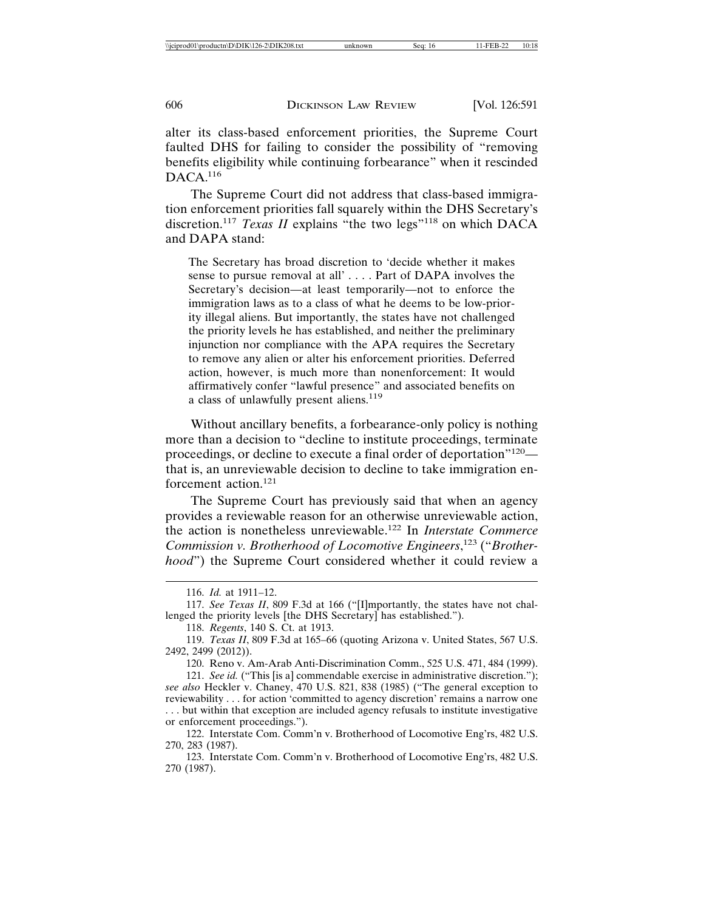alter its class-based enforcement priorities, the Supreme Court faulted DHS for failing to consider the possibility of "removing benefits eligibility while continuing forbearance" when it rescinded DACA.[116]

The Supreme Court did not address that class-based immigration enforcement priorities fall squarely within the DHS Secretary's discretion.[117] *Texas II* explains "the two legs"[118] on which DACA and DAPA stand:

> The Secretary has broad discretion to 'decide whether it makes sense to pursue removal at all' . . . . Part of DAPA involves the Secretary's decision—at least temporarily—not to enforce the immigration laws as to a class of what he deems to be low-priority illegal aliens. But importantly, the states have not challenged the priority levels he has established, and neither the preliminary injunction nor compliance with the APA requires the Secretary to remove any alien or alter his enforcement priorities. Deferred action, however, is much more than nonenforcement: It would affirmatively confer "lawful presence" and associated benefits on a class of unlawfully present aliens.[119]

Without ancillary benefits, a forbearance-only policy is nothing more than a decision to "decline to institute proceedings, terminate proceedings, or decline to execute a final order of deportation"[120]—that is, an unreviewable decision to decline to take immigration enforcement action.[121]

The Supreme Court has previously said that when an agency provides a reviewable reason for an otherwise unreviewable action, the action is nonetheless unreviewable.[122] In *Interstate Commerce Commission v. Brotherhood of Locomotive Engineers*,[123] ("*Brotherhood*") the Supreme Court considered whether it could review a

---

116. *Id.* at 1911–12.

117. *See Texas II*, 809 F.3d at 166 ("[I]mportantly, the states have not challenged the priority levels [the DHS Secretary] has established.").

118. *Regents*, 140 S. Ct. at 1913.

119. *Texas II*, 809 F.3d at 165–66 (quoting Arizona v. United States, 567 U.S. 2492, 2499 (2012)).

120. Reno v. Am-Arab Anti-Discrimination Comm., 525 U.S. 471, 484 (1999).

121. *See id.* ("This [is a] commendable exercise in administrative discretion."); *see also* Heckler v. Chaney, 470 U.S. 821, 838 (1985) ("The general exception to reviewability . . . for action 'committed to agency discretion' remains a narrow one . . . but within that exception are included agency refusals to institute investigative or enforcement proceedings.").

122. Interstate Com. Comm'n v. Brotherhood of Locomotive Eng'rs, 482 U.S. 270, 283 (1987).

123. Interstate Com. Comm'n v. Brotherhood of Locomotive Eng'rs, 482 U.S. 270 (1987).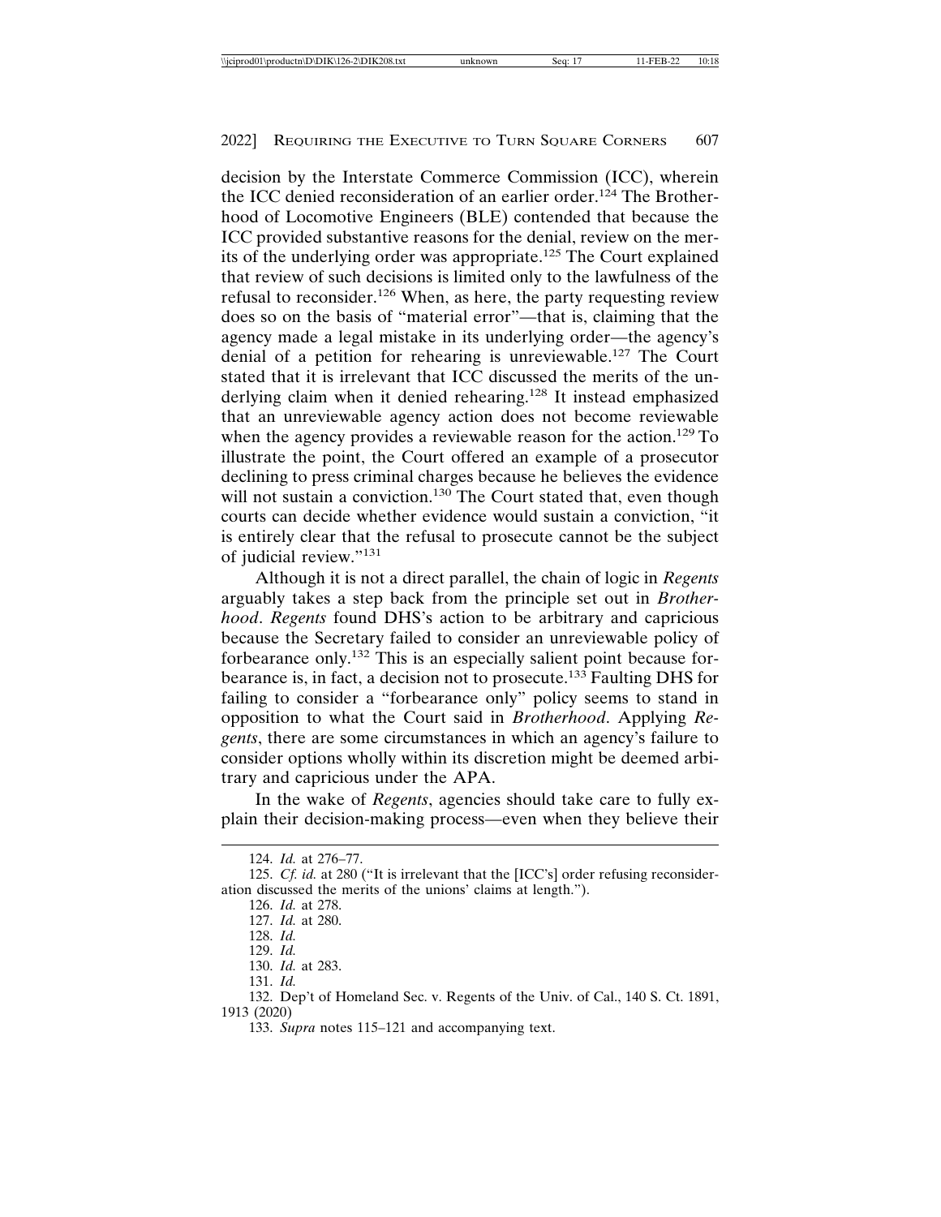decision by the Interstate Commerce Commission (ICC), wherein the ICC denied reconsideration of an earlier order.[124] The Brotherhood of Locomotive Engineers (BLE) contended that because the ICC provided substantive reasons for the denial, review on the merits of the underlying order was appropriate.[125] The Court explained that review of such decisions is limited only to the lawfulness of the refusal to reconsider.[126] When, as here, the party requesting review does so on the basis of "material error"—that is, claiming that the agency made a legal mistake in its underlying order—the agency's denial of a petition for rehearing is unreviewable.[127] The Court stated that it is irrelevant that ICC discussed the merits of the underlying claim when it denied rehearing.[128] It instead emphasized that an unreviewable agency action does not become reviewable when the agency provides a reviewable reason for the action.[129] To illustrate the point, the Court offered an example of a prosecutor declining to press criminal charges because he believes the evidence will not sustain a conviction.[130] The Court stated that, even though courts can decide whether evidence would sustain a conviction, "it is entirely clear that the refusal to prosecute cannot be the subject of judicial review."[131]

Although it is not a direct parallel, the chain of logic in *Regents* arguably takes a step back from the principle set out in *Brotherhood*. *Regents* found DHS's action to be arbitrary and capricious because the Secretary failed to consider an unreviewable policy of forbearance only.[132] This is an especially salient point because forbearance is, in fact, a decision not to prosecute.[133] Faulting DHS for failing to consider a "forbearance only" policy seems to stand in opposition to what the Court said in *Brotherhood*. Applying *Regents*, there are some circumstances in which an agency's failure to consider options wholly within its discretion might be deemed arbitrary and capricious under the APA.

In the wake of *Regents*, agencies should take care to fully explain their decision-making process—even when they believe their

---

124. *Id.* at 276–77.

125. *Cf. id.* at 280 ("It is irrelevant that the [ICC's] order refusing reconsideration discussed the merits of the unions' claims at length.").

126. *Id.* at 278.

127. *Id.* at 280.

128. *Id.*

129. *Id.*

130. *Id.* at 283.

131. *Id.*

132. Dep't of Homeland Sec. v. Regents of the Univ. of Cal., 140 S. Ct. 1891, 1913 (2020)

133. *Supra* notes 115–121 and accompanying text.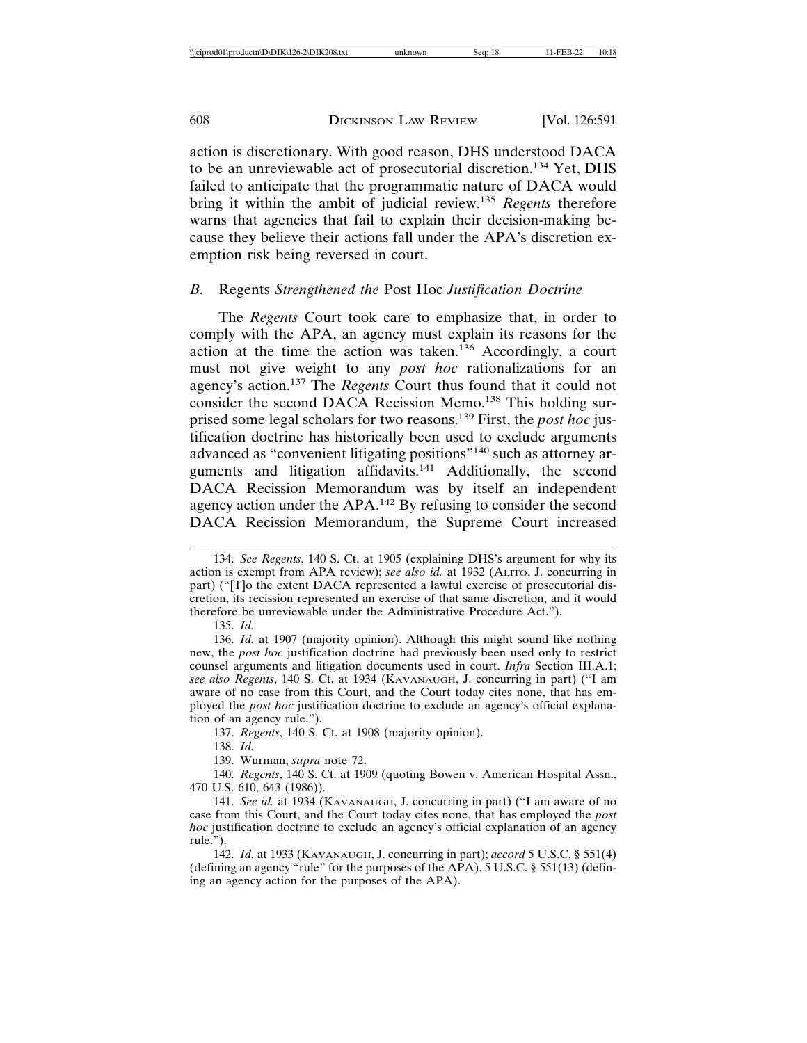action is discretionary. With good reason, DHS understood DACA to be an unreviewable act of prosecutorial discretion.[134] Yet, DHS failed to anticipate that the programmatic nature of DACA would bring it within the ambit of judicial review.[135] *Regents* therefore warns that agencies that fail to explain their decision-making because they believe their actions fall under the APA's discretion exemption risk being reversed in court.

### *B. Regents Strengthened the Post Hoc Justification Doctrine*

The *Regents* Court took care to emphasize that, in order to comply with the APA, an agency must explain its reasons for the action at the time the action was taken.[136] Accordingly, a court must not give weight to any *post hoc* rationalizations for an agency's action.[137] The *Regents* Court thus found that it could not consider the second DACA Recission Memo.[138] This holding surprised some legal scholars for two reasons.[139] First, the *post hoc* justification doctrine has historically been used to exclude arguments advanced as "convenient litigating positions"[140] such as attorney arguments and litigation affidavits.[141] Additionally, the second DACA Recission Memorandum was by itself an independent agency action under the APA.[142] By refusing to consider the second DACA Recission Memorandum, the Supreme Court increased

---

134. *See Regents*, 140 S. Ct. at 1905 (explaining DHS's argument for why its action is exempt from APA review); *see also id.* at 1932 (ALITO, J. concurring in part) ("[T]o the extent DACA represented a lawful exercise of prosecutorial discretion, its recission represented an exercise of that same discretion, and it would therefore be unreviewable under the Administrative Procedure Act.").

135. *Id.*

136. *Id.* at 1907 (majority opinion). Although this might sound like nothing new, the *post hoc* justification doctrine had previously been used only to restrict counsel arguments and litigation documents used in court. *Infra* Section III.A.1; *see also Regents*, 140 S. Ct. at 1934 (KAVANAUGH, J. concurring in part) ("I am aware of no case from this Court, and the Court today cites none, that has employed the *post hoc* justification doctrine to exclude an agency's official explanation of an agency rule.").

137. *Regents*, 140 S. Ct. at 1908 (majority opinion).

138. *Id.*

139. Wurman, *supra* note 72.

140. *Regents*, 140 S. Ct. at 1909 (quoting Bowen v. American Hospital Assn., 470 U.S. 610, 643 (1986)).

141. *See id.* at 1934 (KAVANAUGH, J. concurring in part) ("I am aware of no case from this Court, and the Court today cites none, that has employed the *post hoc* justification doctrine to exclude an agency's official explanation of an agency rule.").

142. *Id.* at 1933 (KAVANAUGH, J. concurring in part); *accord* 5 U.S.C. § 551(4) (defining an agency "rule" for the purposes of the APA), 5 U.S.C. § 551(13) (defining an agency action for the purposes of the APA).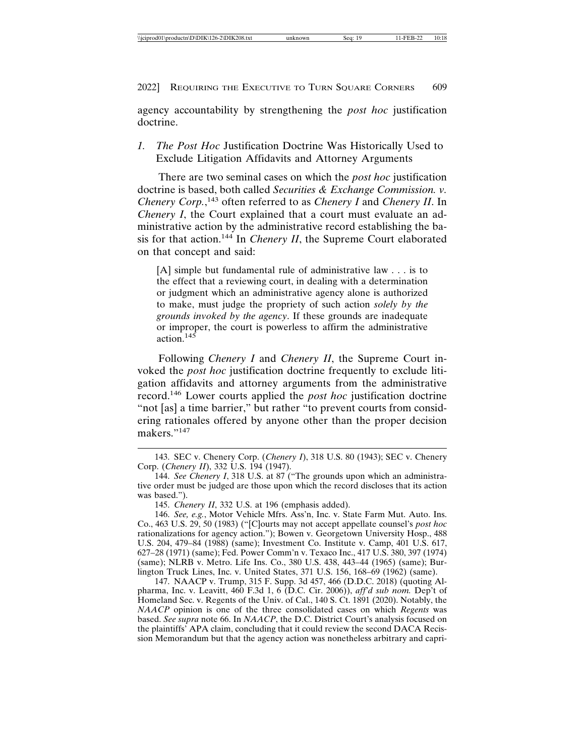agency accountability by strengthening the *post hoc* justification doctrine.

### 1. *The Post Hoc* Justification Doctrine Was Historically Used to Exclude Litigation Affidavits and Attorney Arguments

There are two seminal cases on which the *post hoc* justification doctrine is based, both called *Securities & Exchange Commission. v. Chenery Corp.*,[143] often referred to as *Chenery I* and *Chenery II*. In *Chenery I*, the Court explained that a court must evaluate an administrative action by the administrative record establishing the basis for that action.[144] In *Chenery II*, the Supreme Court elaborated on that concept and said:

> [A] simple but fundamental rule of administrative law . . . is to the effect that a reviewing court, in dealing with a determination or judgment which an administrative agency alone is authorized to make, must judge the propriety of such action *solely by the grounds invoked by the agency*. If these grounds are inadequate or improper, the court is powerless to affirm the administrative action.[145]

Following *Chenery I* and *Chenery II*, the Supreme Court invoked the *post hoc* justification doctrine frequently to exclude litigation affidavits and attorney arguments from the administrative record.[146] Lower courts applied the *post hoc* justification doctrine "not [as] a time barrier," but rather "to prevent courts from considering rationales offered by anyone other than the proper decision makers."[147]

---

143. SEC v. Chenery Corp. (*Chenery I*), 318 U.S. 80 (1943); SEC v. Chenery Corp. (*Chenery II*), 332 U.S. 194 (1947).

144. *See Chenery I*, 318 U.S. at 87 ("The grounds upon which an administrative order must be judged are those upon which the record discloses that its action was based.").

145. *Chenery II*, 332 U.S. at 196 (emphasis added).

146. *See, e.g.*, Motor Vehicle Mfrs. Ass'n, Inc. v. State Farm Mut. Auto. Ins. Co., 463 U.S. 29, 50 (1983) ("[C]ourts may not accept appellate counsel's *post hoc* rationalizations for agency action."); Bowen v. Georgetown University Hosp., 488 U.S. 204, 479–84 (1988) (same); Investment Co. Institute v. Camp, 401 U.S. 617, 627–28 (1971) (same); Fed. Power Comm'n v. Texaco Inc., 417 U.S. 380, 397 (1974) (same); NLRB v. Metro. Life Ins. Co., 380 U.S. 438, 443–44 (1965) (same); Burlington Truck Lines, Inc. v. United States, 371 U.S. 156, 168–69 (1962) (same).

147. NAACP v. Trump, 315 F. Supp. 3d 457, 466 (D.D.C. 2018) (quoting Alpharma, Inc. v. Leavitt, 460 F.3d 1, 6 (D.C. Cir. 2006)), *aff'd sub nom.* Dep't of Homeland Sec. v. Regents of the Univ. of Cal., 140 S. Ct. 1891 (2020). Notably, the *NAACP* opinion is one of the three consolidated cases on which *Regents* was based. *See supra* note 66. In *NAACP*, the D.C. District Court's analysis focused on the plaintiffs' APA claim, concluding that it could review the second DACA Recission Memorandum but that the agency action was nonetheless arbitrary and capri-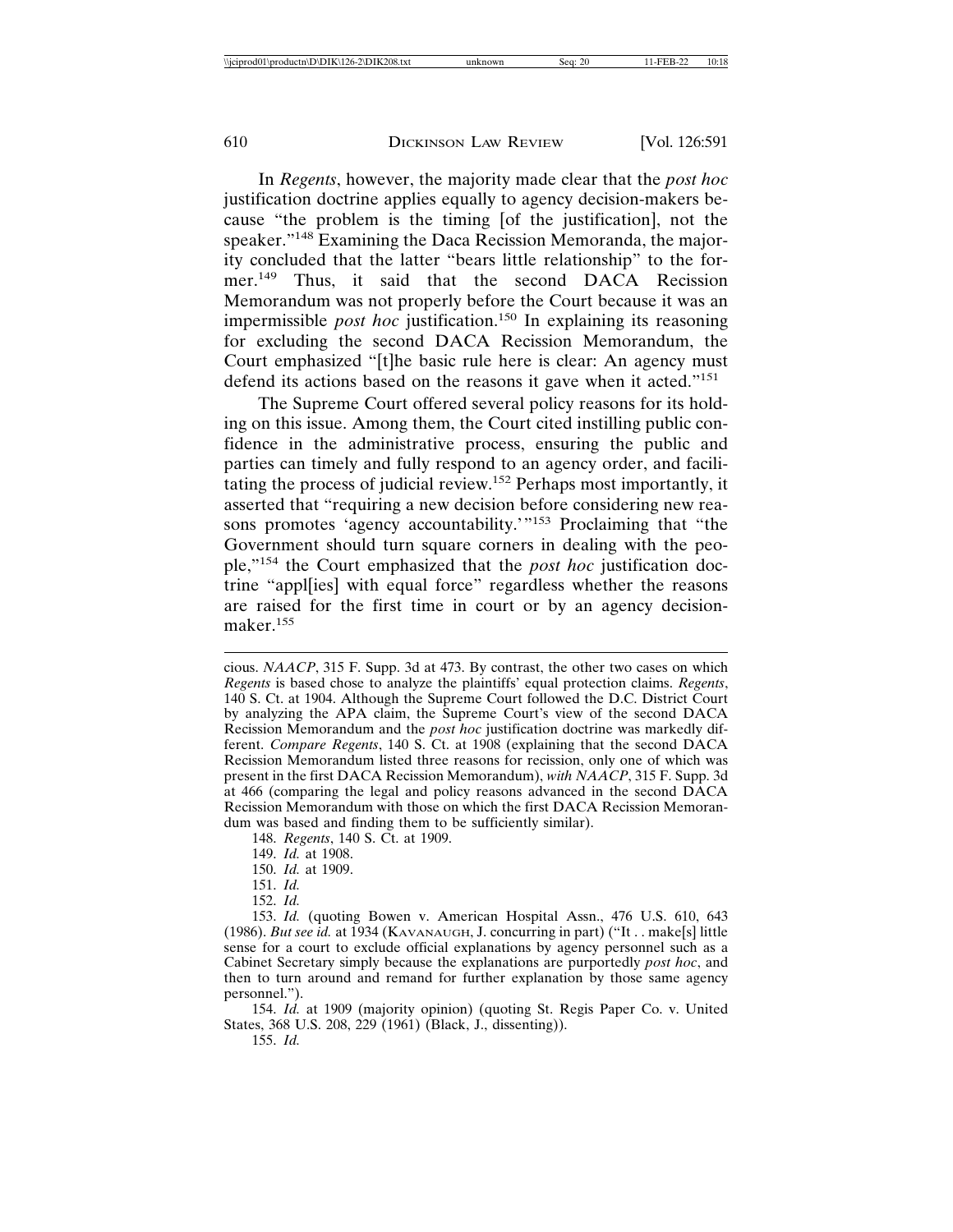In *Regents*, however, the majority made clear that the *post hoc* justification doctrine applies equally to agency decision-makers because "the problem is the timing [of the justification], not the speaker."[148] Examining the Daca Recission Memoranda, the majority concluded that the latter "bears little relationship" to the former.[149] Thus, it said that the second DACA Recission Memorandum was not properly before the Court because it was an impermissible *post hoc* justification.[150] In explaining its reasoning for excluding the second DACA Recission Memorandum, the Court emphasized "[t]he basic rule here is clear: An agency must defend its actions based on the reasons it gave when it acted."[151]

The Supreme Court offered several policy reasons for its holding on this issue. Among them, the Court cited instilling public confidence in the administrative process, ensuring the public and parties can timely and fully respond to an agency order, and facilitating the process of judicial review.[152] Perhaps most importantly, it asserted that "requiring a new decision before considering new reasons promotes 'agency accountability.'"[153] Proclaiming that "the Government should turn square corners in dealing with the people,"[154] the Court emphasized that the *post hoc* justification doctrine "appl[ies] with equal force" regardless whether the reasons are raised for the first time in court or by an agency decision-maker.[155]

---

cious. *NAACP*, 315 F. Supp. 3d at 473. By contrast, the other two cases on which *Regents* is based chose to analyze the plaintiffs' equal protection claims. *Regents*, 140 S. Ct. at 1904. Although the Supreme Court followed the D.C. District Court by analyzing the APA claim, the Supreme Court's view of the second DACA Recission Memorandum and the *post hoc* justification doctrine was markedly different. *Compare Regents*, 140 S. Ct. at 1908 (explaining that the second DACA Recission Memorandum listed three reasons for recission, only one of which was present in the first DACA Recission Memorandum), *with NAACP*, 315 F. Supp. 3d at 466 (comparing the legal and policy reasons advanced in the second DACA Recission Memorandum with those on which the first DACA Recission Memorandum was based and finding them to be sufficiently similar).

148. *Regents*, 140 S. Ct. at 1909.

149. *Id.* at 1908.

150. *Id.* at 1909.

151. *Id.*

152. *Id.*

153. *Id.* (quoting Bowen v. American Hospital Assn., 476 U.S. 610, 643 (1986). *But see id.* at 1934 (KAVANAUGH, J. concurring in part) ("It . . make[s] little sense for a court to exclude official explanations by agency personnel such as a Cabinet Secretary simply because the explanations are purportedly *post hoc*, and then to turn around and remand for further explanation by those same agency personnel.").

154. *Id.* at 1909 (majority opinion) (quoting St. Regis Paper Co. v. United States, 368 U.S. 208, 229 (1961) (Black, J., dissenting)).

155. *Id.*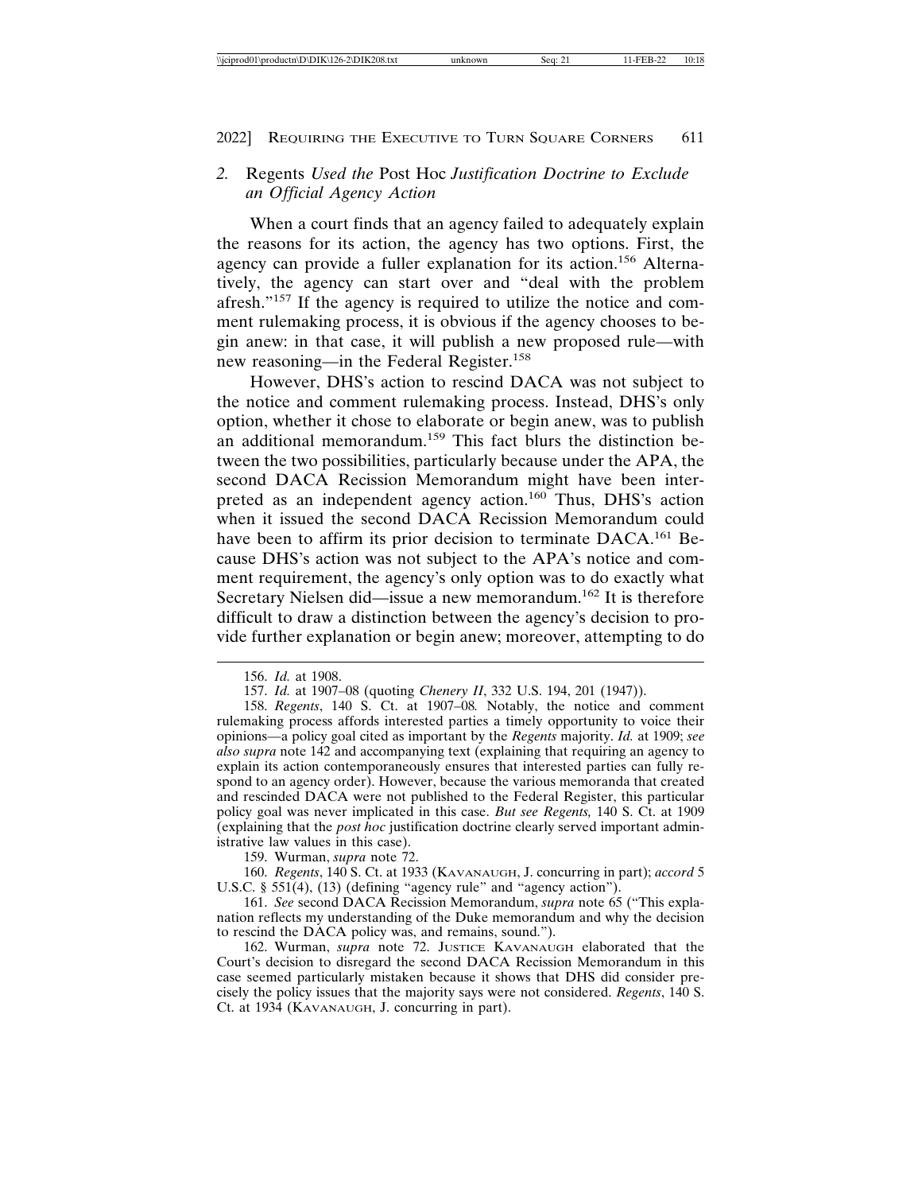### *2.* Regents *Used the* Post Hoc *Justification Doctrine to Exclude an Official Agency Action*

When a court finds that an agency failed to adequately explain the reasons for its action, the agency has two options. First, the agency can provide a fuller explanation for its action.[156] Alternatively, the agency can start over and "deal with the problem afresh."[157] If the agency is required to utilize the notice and comment rulemaking process, it is obvious if the agency chooses to begin anew: in that case, it will publish a new proposed rule—with new reasoning—in the Federal Register.[158]

However, DHS's action to rescind DACA was not subject to the notice and comment rulemaking process. Instead, DHS's only option, whether it chose to elaborate or begin anew, was to publish an additional memorandum.[159] This fact blurs the distinction between the two possibilities, particularly because under the APA, the second DACA Recission Memorandum might have been interpreted as an independent agency action.[160] Thus, DHS's action when it issued the second DACA Recission Memorandum could have been to affirm its prior decision to terminate DACA.[161] Because DHS's action was not subject to the APA's notice and comment requirement, the agency's only option was to do exactly what Secretary Nielsen did—issue a new memorandum.[162] It is therefore difficult to draw a distinction between the agency's decision to provide further explanation or begin anew; moreover, attempting to do

---

156. *Id.* at 1908.

157. *Id.* at 1907–08 (quoting *Chenery II*, 332 U.S. 194, 201 (1947)).

158. *Regents*, 140 S. Ct. at 1907–08*.* Notably, the notice and comment rulemaking process affords interested parties a timely opportunity to voice their opinions—a policy goal cited as important by the *Regents* majority. *Id.* at 1909; *see also supra* note 142 and accompanying text (explaining that requiring an agency to explain its action contemporaneously ensures that interested parties can fully respond to an agency order). However, because the various memoranda that created and rescinded DACA were not published to the Federal Register, this particular policy goal was never implicated in this case. *But see Regents,* 140 S. Ct. at 1909 (explaining that the *post hoc* justification doctrine clearly served important administrative law values in this case).

159. Wurman, *supra* note 72.

160. *Regents*, 140 S. Ct. at 1933 (KAVANAUGH, J. concurring in part); *accord* 5 U.S.C. § 551(4), (13) (defining "agency rule" and "agency action").

161. *See* second DACA Recission Memorandum, *supra* note 65 ("This explanation reflects my understanding of the Duke memorandum and why the decision to rescind the DACA policy was, and remains, sound.").

162. Wurman, *supra* note 72. JUSTICE KAVANAUGH elaborated that the Court's decision to disregard the second DACA Recission Memorandum in this case seemed particularly mistaken because it shows that DHS did consider precisely the policy issues that the majority says were not considered. *Regents*, 140 S. Ct. at 1934 (KAVANAUGH, J. concurring in part).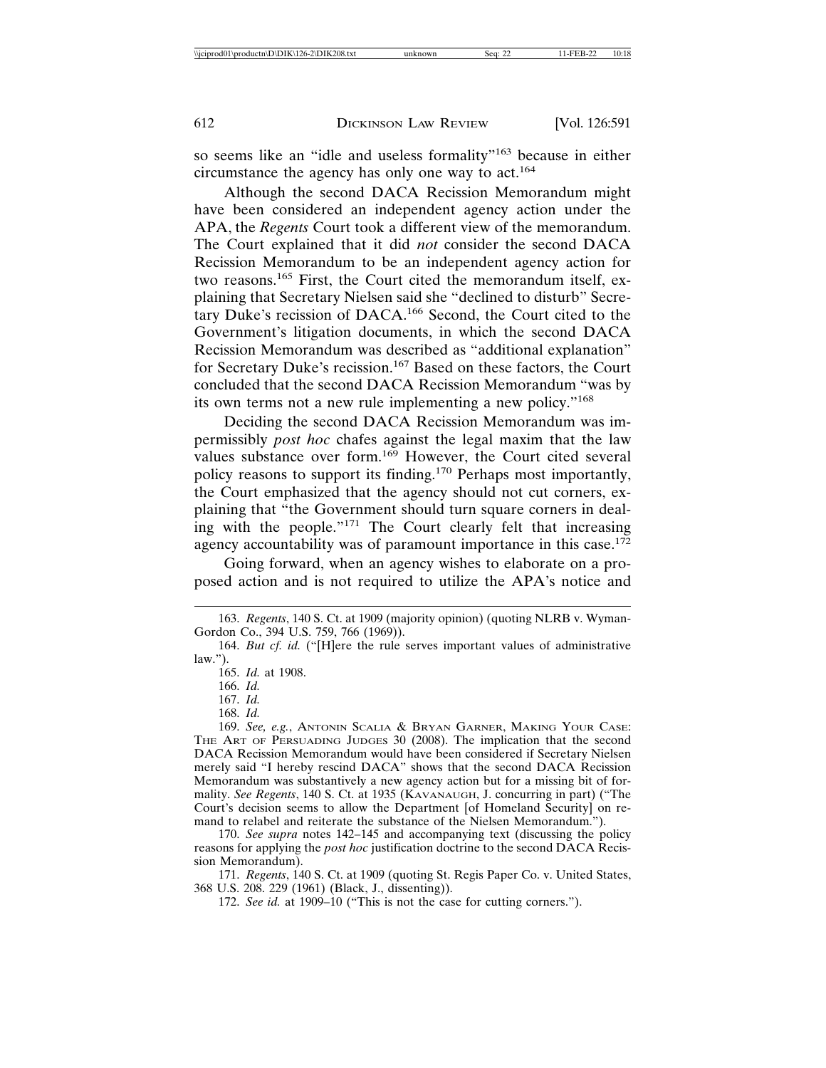so seems like an "idle and useless formality"[163] because in either circumstance the agency has only one way to act.[164]

Although the second DACA Recission Memorandum might have been considered an independent agency action under the APA, the *Regents* Court took a different view of the memorandum. The Court explained that it did *not* consider the second DACA Recission Memorandum to be an independent agency action for two reasons.[165] First, the Court cited the memorandum itself, explaining that Secretary Nielsen said she "declined to disturb" Secretary Duke's recission of DACA.[166] Second, the Court cited to the Government's litigation documents, in which the second DACA Recission Memorandum was described as "additional explanation" for Secretary Duke's recission.[167] Based on these factors, the Court concluded that the second DACA Recission Memorandum "was by its own terms not a new rule implementing a new policy."[168]

Deciding the second DACA Recission Memorandum was impermissibly *post hoc* chafes against the legal maxim that the law values substance over form.[169] However, the Court cited several policy reasons to support its finding.[170] Perhaps most importantly, the Court emphasized that the agency should not cut corners, explaining that "the Government should turn square corners in dealing with the people."[171] The Court clearly felt that increasing agency accountability was of paramount importance in this case.[172]

Going forward, when an agency wishes to elaborate on a proposed action and is not required to utilize the APA's notice and

---

163. *Regents*, 140 S. Ct. at 1909 (majority opinion) (quoting NLRB v. Wyman-Gordon Co., 394 U.S. 759, 766 (1969)).

164. *But cf. id.* ("[H]ere the rule serves important values of administrative law.").

165. *Id.* at 1908.

166. *Id.*

167. *Id.*

168. *Id.*

169. *See, e.g.*, ANTONIN SCALIA & BRYAN GARNER, MAKING YOUR CASE: THE ART OF PERSUADING JUDGES 30 (2008). The implication that the second DACA Recission Memorandum would have been considered if Secretary Nielsen merely said "I hereby rescind DACA" shows that the second DACA Recission Memorandum was substantively a new agency action but for a missing bit of formality. *See Regents*, 140 S. Ct. at 1935 (KAVANAUGH, J. concurring in part) ("The Court's decision seems to allow the Department [of Homeland Security] on remand to relabel and reiterate the substance of the Nielsen Memorandum.").

170. *See supra* notes 142–145 and accompanying text (discussing the policy reasons for applying the *post hoc* justification doctrine to the second DACA Recission Memorandum).

171. *Regents*, 140 S. Ct. at 1909 (quoting St. Regis Paper Co. v. United States, 368 U.S. 208. 229 (1961) (Black, J., dissenting)).

172. *See id.* at 1909–10 ("This is not the case for cutting corners.").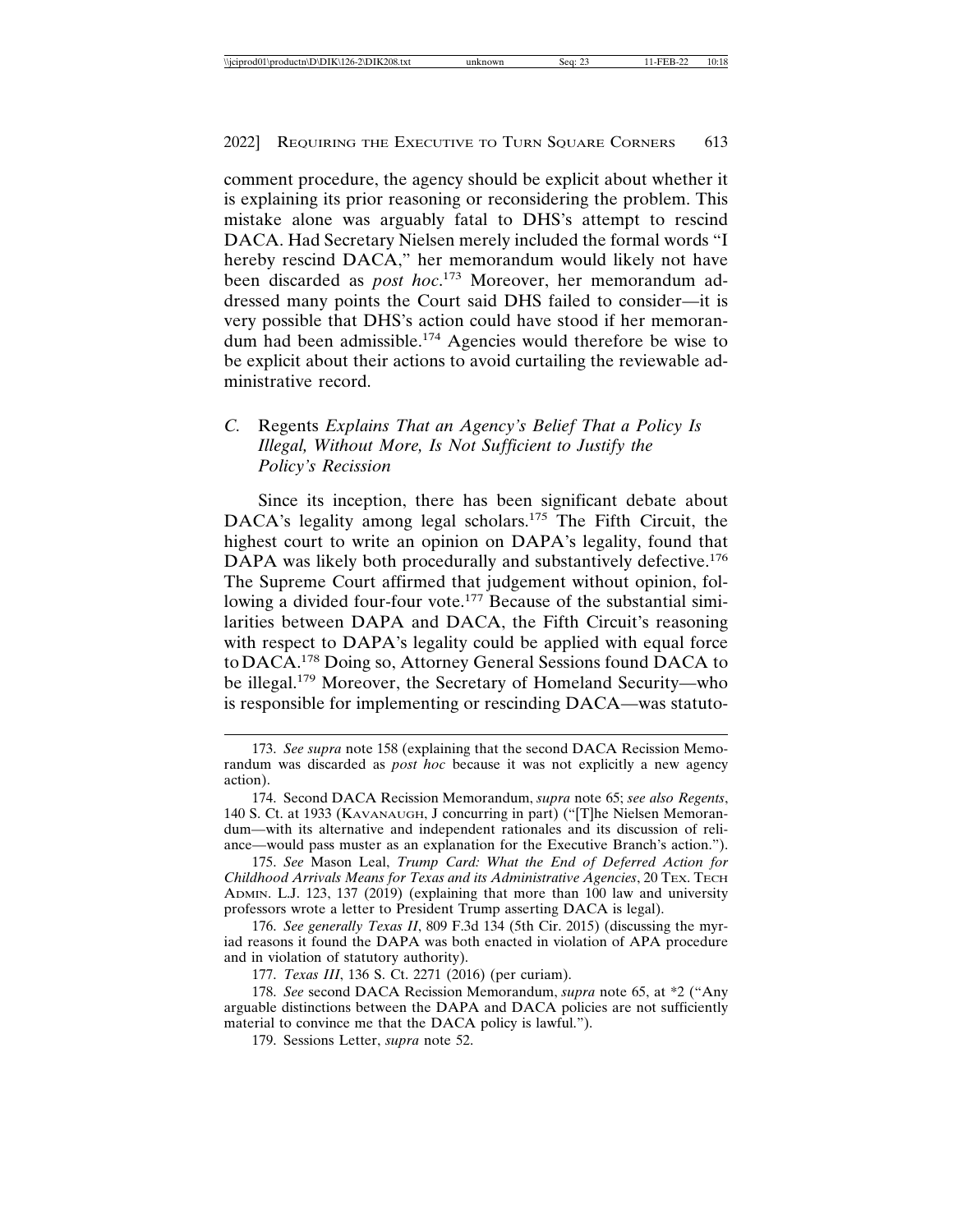comment procedure, the agency should be explicit about whether it is explaining its prior reasoning or reconsidering the problem. This mistake alone was arguably fatal to DHS's attempt to rescind DACA. Had Secretary Nielsen merely included the formal words "I hereby rescind DACA," her memorandum would likely not have been discarded as *post hoc*.[173] Moreover, her memorandum addressed many points the Court said DHS failed to consider—it is very possible that DHS's action could have stood if her memorandum had been admissible.[174] Agencies would therefore be wise to be explicit about their actions to avoid curtailing the reviewable administrative record.

### *C.* Regents *Explains That an Agency's Belief That a Policy Is Illegal, Without More, Is Not Sufficient to Justify the Policy's Recission*

Since its inception, there has been significant debate about DACA's legality among legal scholars.[175] The Fifth Circuit, the highest court to write an opinion on DAPA's legality, found that DAPA was likely both procedurally and substantively defective.[176] The Supreme Court affirmed that judgement without opinion, following a divided four-four vote.[177] Because of the substantial similarities between DAPA and DACA, the Fifth Circuit's reasoning with respect to DAPA's legality could be applied with equal force to DACA.[178] Doing so, Attorney General Sessions found DACA to be illegal.[179] Moreover, the Secretary of Homeland Security—who is responsible for implementing or rescinding DACA—was statuto-

---

173. *See supra* note 158 (explaining that the second DACA Recission Memorandum was discarded as *post hoc* because it was not explicitly a new agency action).

174. Second DACA Recission Memorandum, *supra* note 65; *see also Regents*, 140 S. Ct. at 1933 (KAVANAUGH, J concurring in part) ("[T]he Nielsen Memorandum—with its alternative and independent rationales and its discussion of reliance—would pass muster as an explanation for the Executive Branch's action.").

175. *See* Mason Leal, *Trump Card: What the End of Deferred Action for Childhood Arrivals Means for Texas and its Administrative Agencies*, 20 TEX. TECH ADMIN. L.J. 123, 137 (2019) (explaining that more than 100 law and university professors wrote a letter to President Trump asserting DACA is legal).

176. *See generally Texas II*, 809 F.3d 134 (5th Cir. 2015) (discussing the myriad reasons it found the DAPA was both enacted in violation of APA procedure and in violation of statutory authority).

177. *Texas III*, 136 S. Ct. 2271 (2016) (per curiam).

178. *See* second DACA Recission Memorandum, *supra* note 65, at *2 ("Any arguable distinctions between the DAPA and DACA policies are not sufficiently material to convince me that the DACA policy is lawful.").

179. Sessions Letter, *supra* note 52.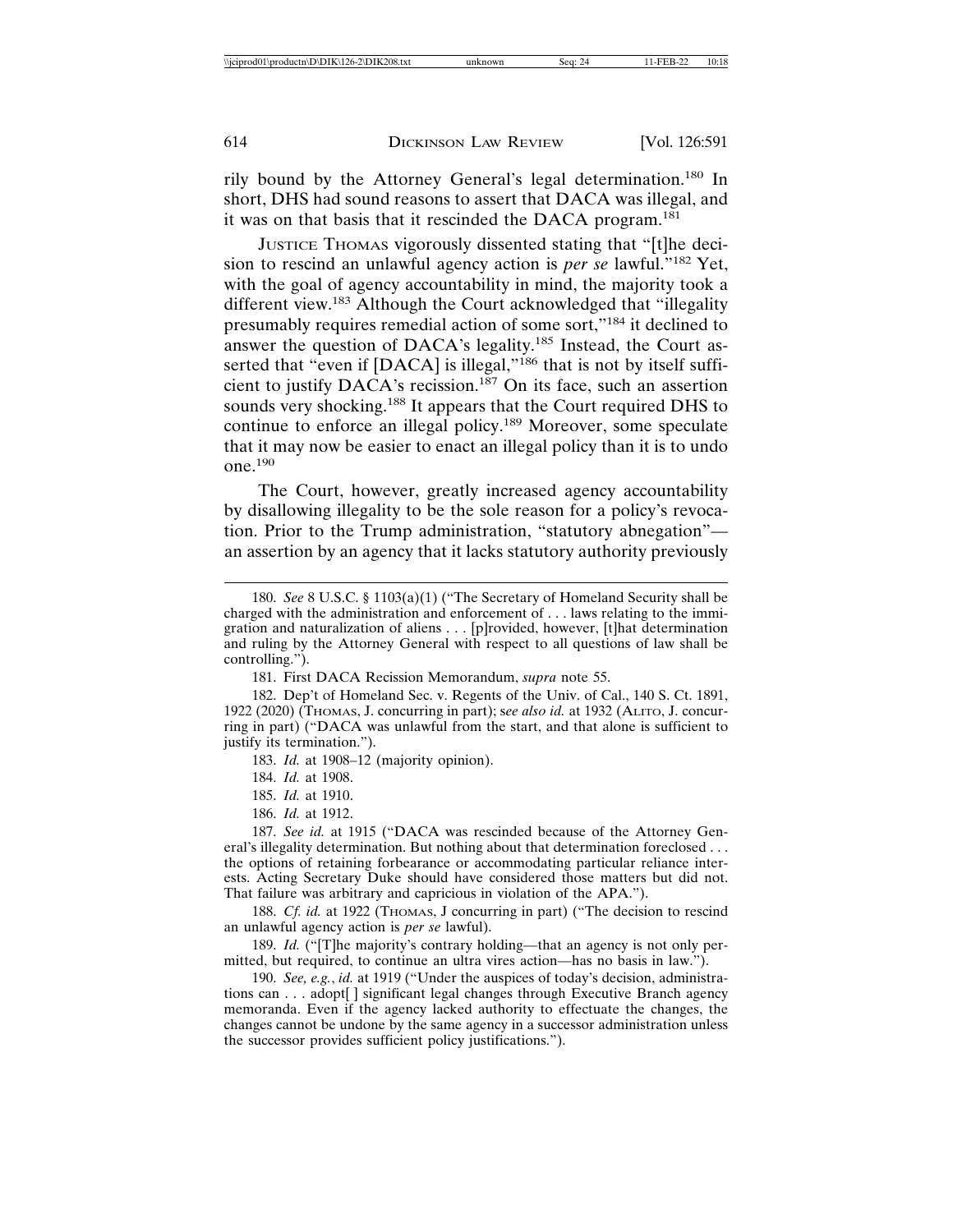rily bound by the Attorney General's legal determination.[180] In short, DHS had sound reasons to assert that DACA was illegal, and it was on that basis that it rescinded the DACA program.[181]

JUSTICE THOMAS vigorously dissented stating that "[t]he decision to rescind an unlawful agency action is *per se* lawful."[182] Yet, with the goal of agency accountability in mind, the majority took a different view.[183] Although the Court acknowledged that "illegality presumably requires remedial action of some sort,"[184] it declined to answer the question of DACA's legality.[185] Instead, the Court asserted that "even if [DACA] is illegal,"[186] that is not by itself sufficient to justify DACA's recission.[187] On its face, such an assertion sounds very shocking.[188] It appears that the Court required DHS to continue to enforce an illegal policy.[189] Moreover, some speculate that it may now be easier to enact an illegal policy than it is to undo one.[190]

The Court, however, greatly increased agency accountability by disallowing illegality to be the sole reason for a policy's revocation. Prior to the Trump administration, "statutory abnegation"—an assertion by an agency that it lacks statutory authority previously

---

180. *See* 8 U.S.C. § 1103(a)(1) ("The Secretary of Homeland Security shall be charged with the administration and enforcement of . . . laws relating to the immigration and naturalization of aliens . . . [p]rovided, however, [t]hat determination and ruling by the Attorney General with respect to all questions of law shall be controlling.").

181. First DACA Recission Memorandum, *supra* note 55.

182. Dep't of Homeland Sec. v. Regents of the Univ. of Cal., 140 S. Ct. 1891, 1922 (2020) (THOMAS, J. concurring in part); s*ee also id.* at 1932 (ALITO, J. concurring in part) ("DACA was unlawful from the start, and that alone is sufficient to justify its termination.").

183. *Id.* at 1908–12 (majority opinion).

184. *Id.* at 1908.

185. *Id.* at 1910.

186. *Id.* at 1912.

187. *See id.* at 1915 ("DACA was rescinded because of the Attorney General's illegality determination. But nothing about that determination foreclosed . . . the options of retaining forbearance or accommodating particular reliance interests. Acting Secretary Duke should have considered those matters but did not. That failure was arbitrary and capricious in violation of the APA.").

188. *Cf. id.* at 1922 (THOMAS, J concurring in part) ("The decision to rescind an unlawful agency action is *per se* lawful).

189. *Id.* ("[T]he majority's contrary holding—that an agency is not only permitted, but required, to continue an ultra vires action—has no basis in law.").

190. *See, e.g.*, *id.* at 1919 ("Under the auspices of today's decision, administrations can . . . adopt[ ] significant legal changes through Executive Branch agency memoranda. Even if the agency lacked authority to effectuate the changes, the changes cannot be undone by the same agency in a successor administration unless the successor provides sufficient policy justifications.").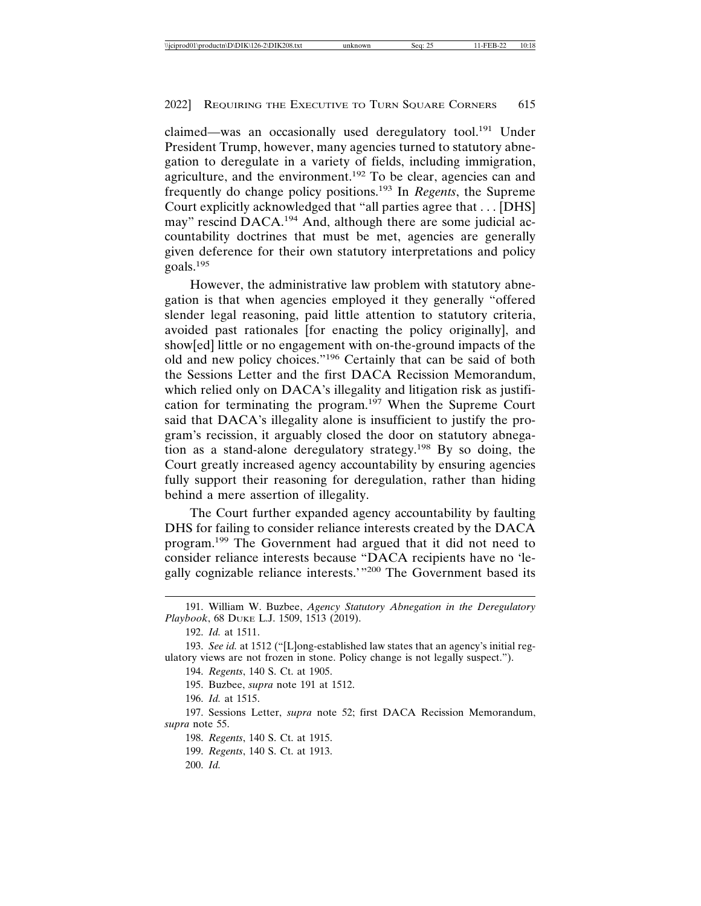claimed—was an occasionally used deregulatory tool.[191] Under President Trump, however, many agencies turned to statutory abnegation to deregulate in a variety of fields, including immigration, agriculture, and the environment.[192] To be clear, agencies can and frequently do change policy positions.[193] In *Regents*, the Supreme Court explicitly acknowledged that "all parties agree that . . . [DHS] may" rescind DACA.[194] And, although there are some judicial accountability doctrines that must be met, agencies are generally given deference for their own statutory interpretations and policy goals.[195]

However, the administrative law problem with statutory abnegation is that when agencies employed it they generally "offered slender legal reasoning, paid little attention to statutory criteria, avoided past rationales [for enacting the policy originally], and show[ed] little or no engagement with on-the-ground impacts of the old and new policy choices."[196] Certainly that can be said of both the Sessions Letter and the first DACA Recission Memorandum, which relied only on DACA's illegality and litigation risk as justification for terminating the program.[197] When the Supreme Court said that DACA's illegality alone is insufficient to justify the program's recission, it arguably closed the door on statutory abnegation as a stand-alone deregulatory strategy.[198] By so doing, the Court greatly increased agency accountability by ensuring agencies fully support their reasoning for deregulation, rather than hiding behind a mere assertion of illegality.

The Court further expanded agency accountability by faulting DHS for failing to consider reliance interests created by the DACA program.[199] The Government had argued that it did not need to consider reliance interests because "DACA recipients have no 'legally cognizable reliance interests.'"[200] The Government based its

---

191. William W. Buzbee, *Agency Statutory Abnegation in the Deregulatory Playbook*, 68 DUKE L.J. 1509, 1513 (2019).

192. *Id.* at 1511.

193. *See id.* at 1512 ("[L]ong-established law states that an agency's initial regulatory views are not frozen in stone. Policy change is not legally suspect.").

194. *Regents*, 140 S. Ct. at 1905.

195. Buzbee, *supra* note 191 at 1512.

196. *Id.* at 1515.

197. Sessions Letter, *supra* note 52; first DACA Recission Memorandum, *supra* note 55.

198. *Regents*, 140 S. Ct. at 1915.

199. *Regents*, 140 S. Ct. at 1913.

200. *Id.*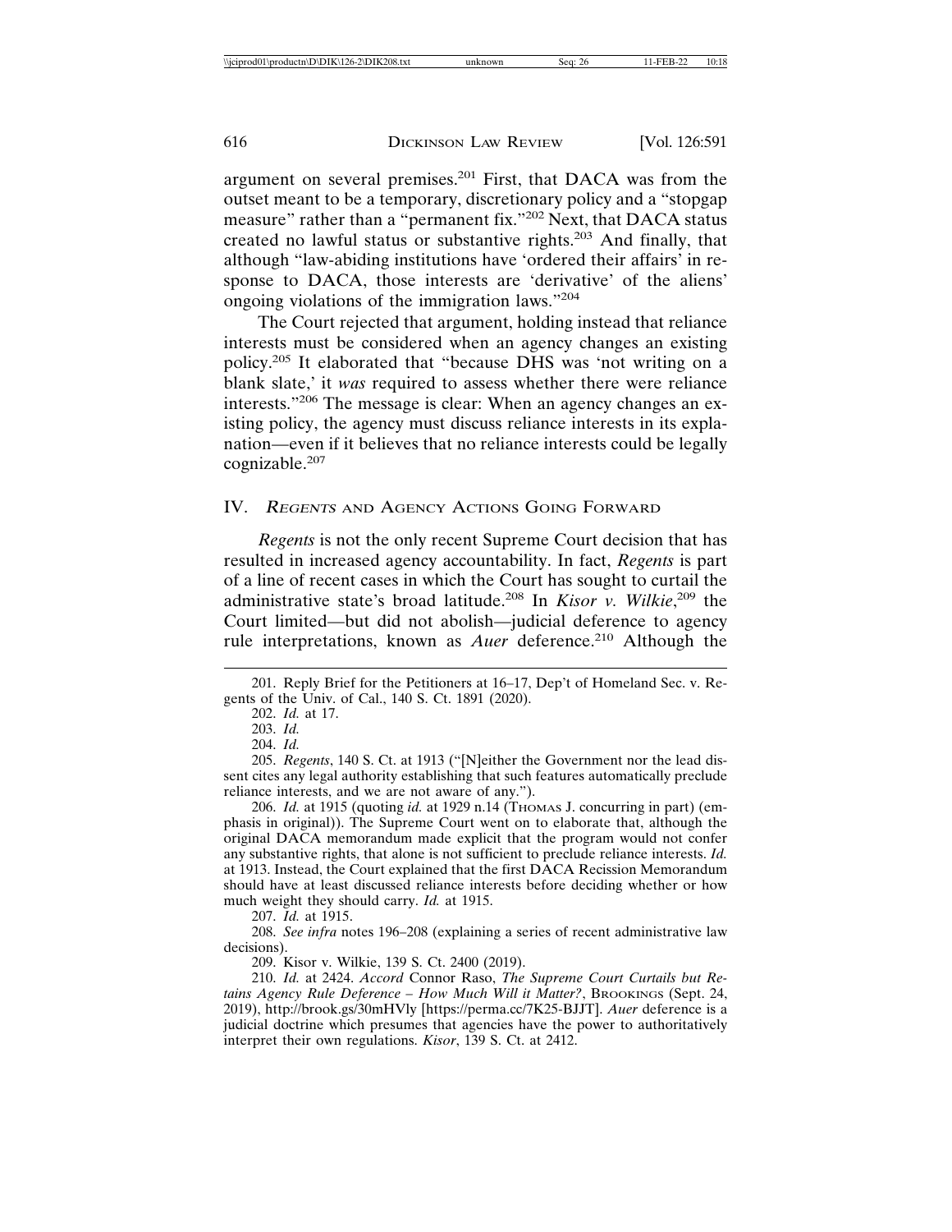argument on several premises.[201] First, that DACA was from the outset meant to be a temporary, discretionary policy and a "stopgap measure" rather than a "permanent fix."[202] Next, that DACA status created no lawful status or substantive rights.[203] And finally, that although "law-abiding institutions have 'ordered their affairs' in response to DACA, those interests are 'derivative' of the aliens' ongoing violations of the immigration laws."[204]

The Court rejected that argument, holding instead that reliance interests must be considered when an agency changes an existing policy.[205] It elaborated that "because DHS was 'not writing on a blank slate,' it *was* required to assess whether there were reliance interests."[206] The message is clear: When an agency changes an existing policy, the agency must discuss reliance interests in its explanation—even if it believes that no reliance interests could be legally cognizable.[207]

## IV. *Regents* and Agency Actions Going Forward

*Regents* is not the only recent Supreme Court decision that has resulted in increased agency accountability. In fact, *Regents* is part of a line of recent cases in which the Court has sought to curtail the administrative state's broad latitude.[208] In *Kisor v. Wilkie*,[209] the Court limited—but did not abolish—judicial deference to agency rule interpretations, known as *Auer* deference.[210] Although the

---

201. Reply Brief for the Petitioners at 16–17, Dep't of Homeland Sec. v. Regents of the Univ. of Cal., 140 S. Ct. 1891 (2020).

202. *Id.* at 17.

203. *Id.*

204. *Id.*

205. *Regents*, 140 S. Ct. at 1913 ("[N]either the Government nor the lead dissent cites any legal authority establishing that such features automatically preclude reliance interests, and we are not aware of any.").

206. *Id.* at 1915 (quoting *id.* at 1929 n.14 (Thomas J. concurring in part) (emphasis in original)). The Supreme Court went on to elaborate that, although the original DACA memorandum made explicit that the program would not confer any substantive rights, that alone is not sufficient to preclude reliance interests. *Id.* at 1913. Instead, the Court explained that the first DACA Recission Memorandum should have at least discussed reliance interests before deciding whether or how much weight they should carry. *Id.* at 1915.

207. *Id.* at 1915.

208. *See infra* notes 196–208 (explaining a series of recent administrative law decisions).

209. Kisor v. Wilkie, 139 S. Ct. 2400 (2019).

210. *Id.* at 2424. *Accord* Connor Raso, *The Supreme Court Curtails but Retains Agency Rule Deference – How Much Will it Matter?*, Brookings (Sept. 24, 2019), http://brook.gs/30mHVly [https://perma.cc/7K25-BJJT]. *Auer* deference is a judicial doctrine which presumes that agencies have the power to authoritatively interpret their own regulations. *Kisor*, 139 S. Ct. at 2412.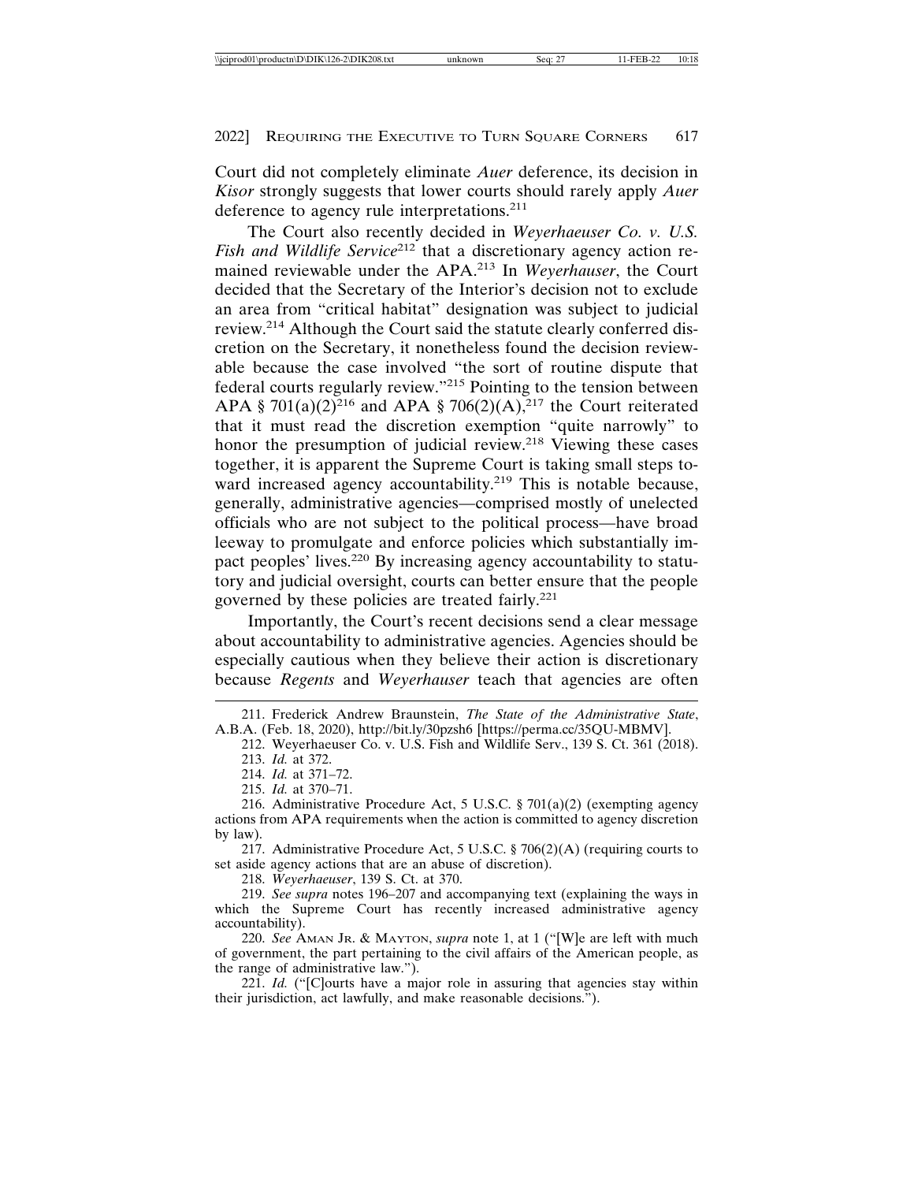Court did not completely eliminate *Auer* deference, its decision in *Kisor* strongly suggests that lower courts should rarely apply *Auer* deference to agency rule interpretations.[211]

The Court also recently decided in *Weyerhaeuser Co. v. U.S. Fish and Wildlife Service*[212] that a discretionary agency action remained reviewable under the APA.[213] In *Weyerhauser*, the Court decided that the Secretary of the Interior's decision not to exclude an area from "critical habitat" designation was subject to judicial review.[214] Although the Court said the statute clearly conferred discretion on the Secretary, it nonetheless found the decision reviewable because the case involved "the sort of routine dispute that federal courts regularly review."[215] Pointing to the tension between APA § 701(a)(2)[216] and APA § 706(2)(A),[217] the Court reiterated that it must read the discretion exemption "quite narrowly" to honor the presumption of judicial review.[218] Viewing these cases together, it is apparent the Supreme Court is taking small steps toward increased agency accountability.[219] This is notable because, generally, administrative agencies—comprised mostly of unelected officials who are not subject to the political process—have broad leeway to promulgate and enforce policies which substantially impact peoples' lives.[220] By increasing agency accountability to statutory and judicial oversight, courts can better ensure that the people governed by these policies are treated fairly.[221]

Importantly, the Court's recent decisions send a clear message about accountability to administrative agencies. Agencies should be especially cautious when they believe their action is discretionary because *Regents* and *Weyerhauser* teach that agencies are often

---

211. Frederick Andrew Braunstein, *The State of the Administrative State*, A.B.A. (Feb. 18, 2020), http://bit.ly/30pzsh6 [https://perma.cc/35QU-MBMV].

212. Weyerhaeuser Co. v. U.S. Fish and Wildlife Serv., 139 S. Ct. 361 (2018).

213. *Id.* at 372.

214. *Id.* at 371–72.

215. *Id.* at 370–71.

216. Administrative Procedure Act, 5 U.S.C. § 701(a)(2) (exempting agency actions from APA requirements when the action is committed to agency discretion by law).

217. Administrative Procedure Act, 5 U.S.C. § 706(2)(A) (requiring courts to set aside agency actions that are an abuse of discretion).

218. *Weyerhauser*, 139 S. Ct. at 370.

219. *See supra* notes 196–207 and accompanying text (explaining the ways in which the Supreme Court has recently increased administrative agency accountability).

220. *See* AMAN JR. & MAYTON, *supra* note 1, at 1 ("[W]e are left with much of government, the part pertaining to the civil affairs of the American people, as the range of administrative law.").

221. *Id.* ("[C]ourts have a major role in assuring that agencies stay within their jurisdiction, act lawfully, and make reasonable decisions.").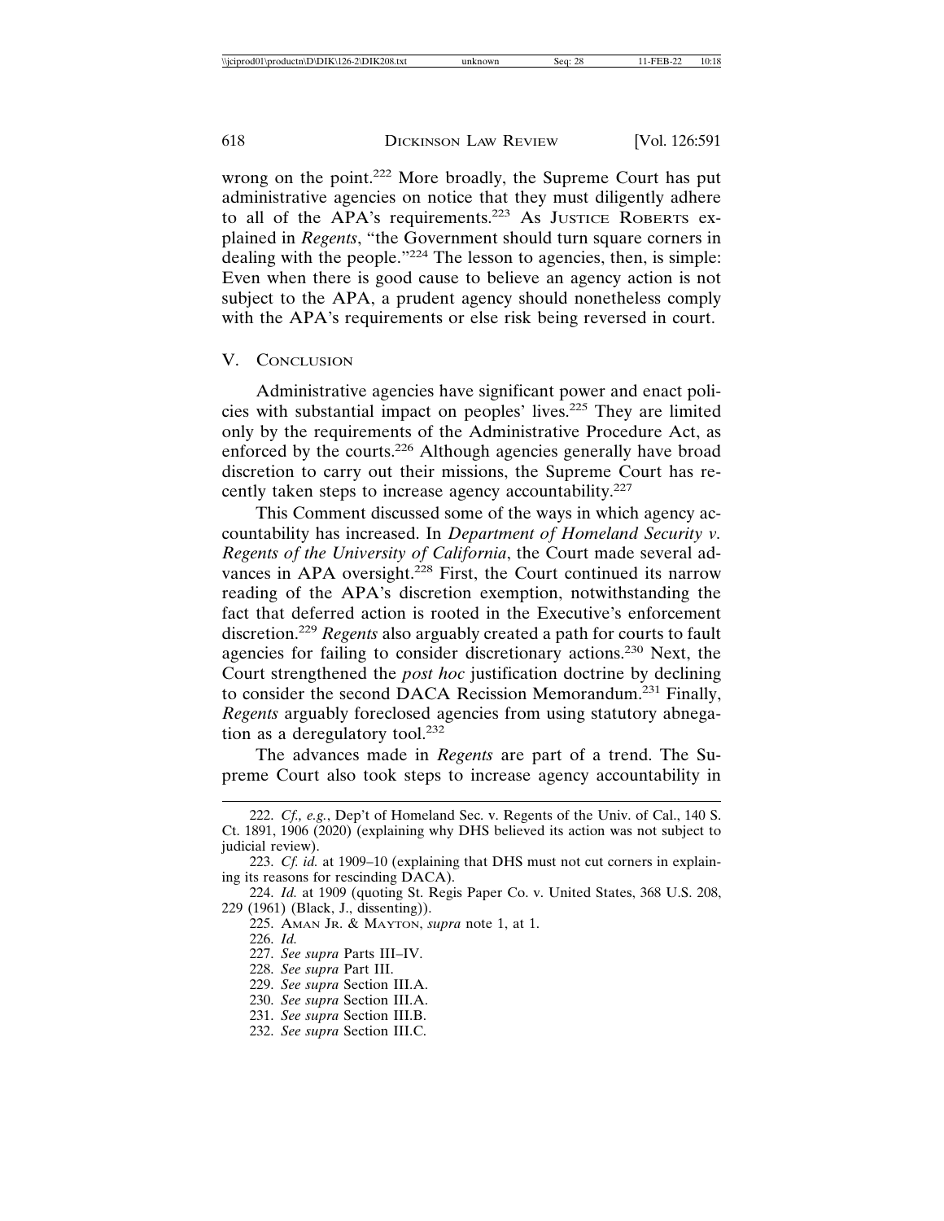wrong on the point.[222] More broadly, the Supreme Court has put administrative agencies on notice that they must diligently adhere to all of the APA's requirements.[223] As JUSTICE ROBERTS explained in *Regents*, "the Government should turn square corners in dealing with the people."[224] The lesson to agencies, then, is simple: Even when there is good cause to believe an agency action is not subject to the APA, a prudent agency should nonetheless comply with the APA's requirements or else risk being reversed in court.

## V. CONCLUSION

Administrative agencies have significant power and enact policies with substantial impact on peoples' lives.[225] They are limited only by the requirements of the Administrative Procedure Act, as enforced by the courts.[226] Although agencies generally have broad discretion to carry out their missions, the Supreme Court has recently taken steps to increase agency accountability.[227]

This Comment discussed some of the ways in which agency accountability has increased. In *Department of Homeland Security v. Regents of the University of California*, the Court made several advances in APA oversight.[228] First, the Court continued its narrow reading of the APA's discretion exemption, notwithstanding the fact that deferred action is rooted in the Executive's enforcement discretion.[229] *Regents* also arguably created a path for courts to fault agencies for failing to consider discretionary actions.[230] Next, the Court strengthened the *post hoc* justification doctrine by declining to consider the second DACA Recission Memorandum.[231] Finally, *Regents* arguably foreclosed agencies from using statutory abnegation as a deregulatory tool.[232]

The advances made in *Regents* are part of a trend. The Supreme Court also took steps to increase agency accountability in

---

222. *Cf., e.g.*, Dep't of Homeland Sec. v. Regents of the Univ. of Cal., 140 S. Ct. 1891, 1906 (2020) (explaining why DHS believed its action was not subject to judicial review).

223. *Cf. id.* at 1909–10 (explaining that DHS must not cut corners in explaining its reasons for rescinding DACA).

224. *Id.* at 1909 (quoting St. Regis Paper Co. v. United States, 368 U.S. 208, 229 (1961) (Black, J., dissenting)).

225. AMAN JR. & MAYTON, *supra* note 1, at 1.

226. *Id.*

227. *See supra* Parts III–IV.

228. *See supra* Part III.

229. *See supra* Section III.A.

230. *See supra* Section III.A.

231. *See supra* Section III.B.

232. *See supra* Section III.C.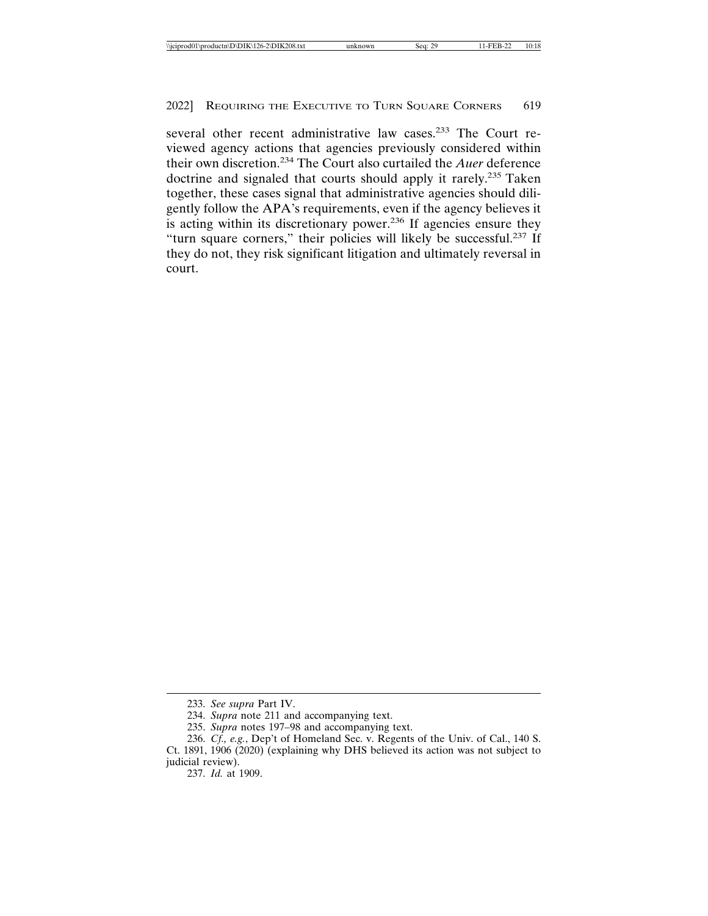several other recent administrative law cases.[233] The Court reviewed agency actions that agencies previously considered within their own discretion.[234] The Court also curtailed the *Auer* deference doctrine and signaled that courts should apply it rarely.[235] Taken together, these cases signal that administrative agencies should diligently follow the APA's requirements, even if the agency believes it is acting within its discretionary power.[236] If agencies ensure they "turn square corners," their policies will likely be successful.[237] If they do not, they risk significant litigation and ultimately reversal in court.

---

233. *See supra* Part IV.

234. *Supra* note 211 and accompanying text.

235. *Supra* notes 197–98 and accompanying text.

236. *Cf., e.g.*, Dep't of Homeland Sec. v. Regents of the Univ. of Cal., 140 S. Ct. 1891, 1906 (2020) (explaining why DHS believed its action was not subject to judicial review).

237. *Id.* at 1909.